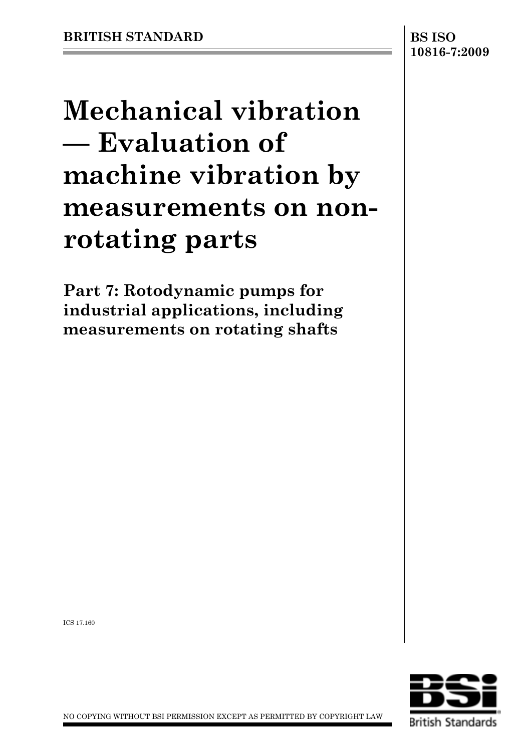**BRITISH STANDARD**

**BS ISO 10816-7:2009**

# Mechanical vibration — Evaluation of machine vibration by measurements on non-rotating parts

## Part 7: Rotodynamic pumps for industrial applications, including measurements on rotating shafts

ICS 17.160

NO COPYING WITHOUT BSI PERMISSION EXCEPT AS PERMITTED BY COPYRIGHT LAW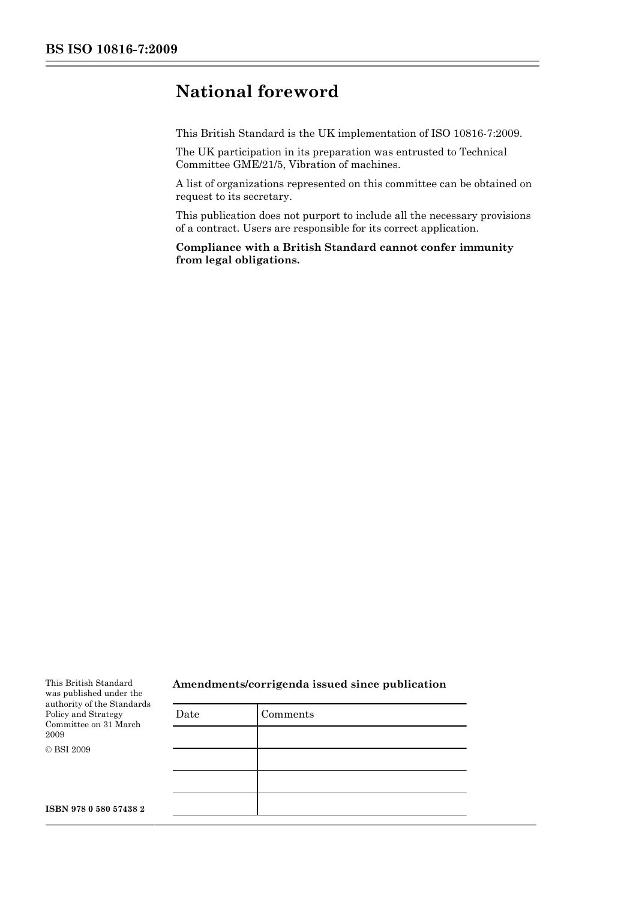# National foreword

This British Standard is the UK implementation of ISO 10816-7:2009.

The UK participation in its preparation was entrusted to Technical Committee GME/21/5, Vibration of machines.

A list of organizations represented on this committee can be obtained on request to its secretary.

This publication does not purport to include all the necessary provisions of a contract. Users are responsible for its correct application.

**Compliance with a British Standard cannot confer immunity from legal obligations.**

This British Standard was published under the authority of the Standards Policy and Strategy Committee on 31 March 2009

© BSI 2009

**ISBN 978 0 580 57438 2**

**Amendments/corrigenda issued since publication**

| Date | Comments |
|---|---|
| | |
| | |
| | |
| | |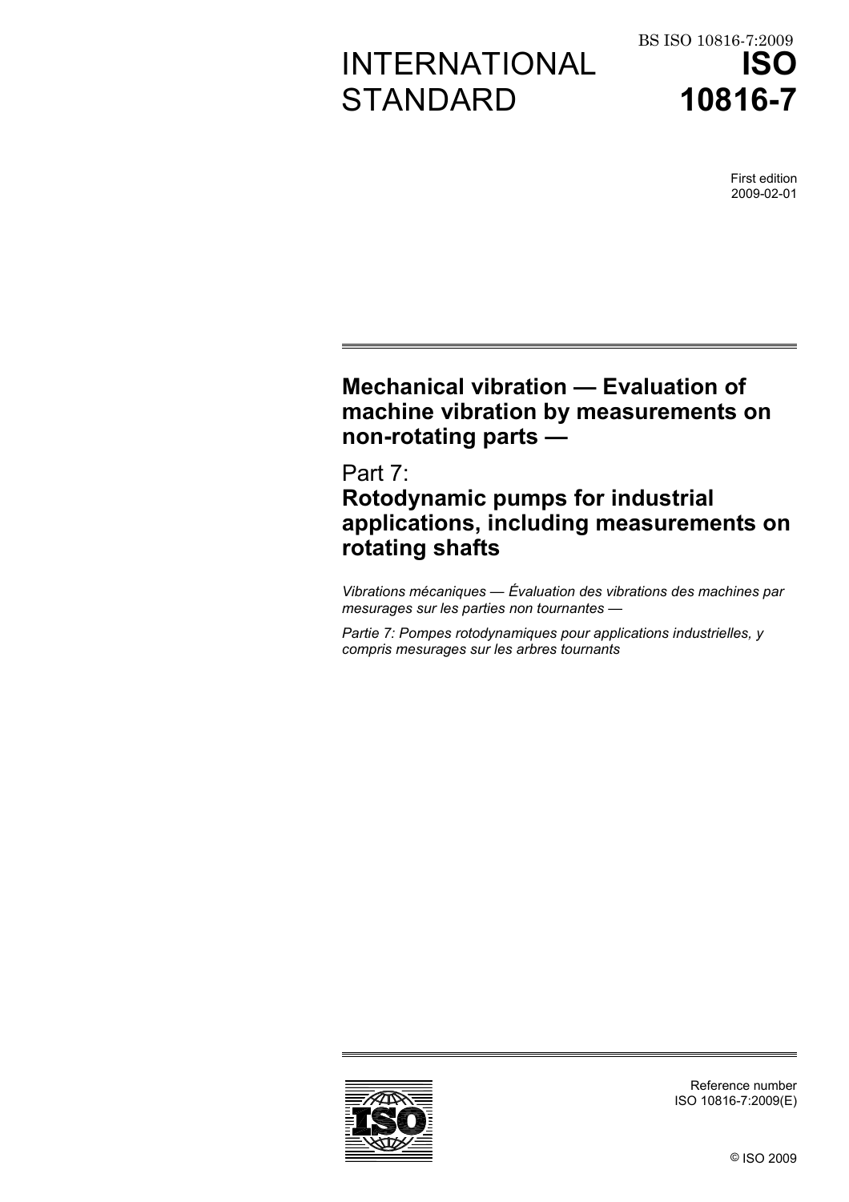BS ISO 10816-7:2009

# INTERNATIONAL STANDARD

# ISO 10816-7

First edition
2009-02-01

## Mechanical vibration — Evaluation of machine vibration by measurements on non-rotating parts —

## Part 7:
## Rotodynamic pumps for industrial applications, including measurements on rotating shafts

*Vibrations mécaniques — Évaluation des vibrations des machines par mesurages sur les parties non tournantes —*

*Partie 7: Pompes rotodynamiques pour applications industrielles, y compris mesurages sur les arbres tournants*

Reference number
ISO 10816-7:2009(E)

© ISO 2009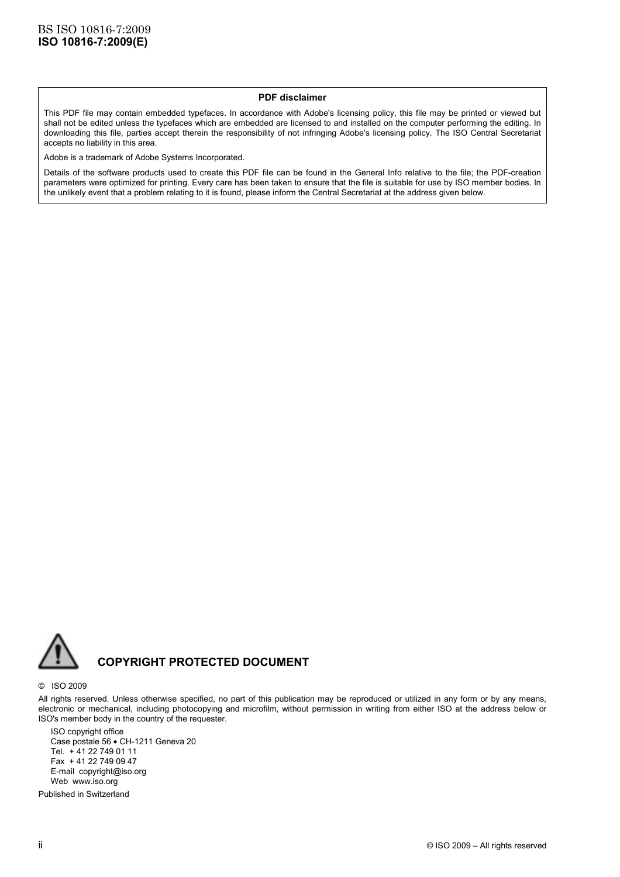**PDF disclaimer**

This PDF file may contain embedded typefaces. In accordance with Adobe's licensing policy, this file may be printed or viewed but shall not be edited unless the typefaces which are embedded are licensed to and installed on the computer performing the editing. In downloading this file, parties accept therein the responsibility of not infringing Adobe's licensing policy. The ISO Central Secretariat accepts no liability in this area.

Adobe is a trademark of Adobe Systems Incorporated.

Details of the software products used to create this PDF file can be found in the General Info relative to the file; the PDF-creation parameters were optimized for printing. Every care has been taken to ensure that the file is suitable for use by ISO member bodies. In the unlikely event that a problem relating to it is found, please inform the Central Secretariat at the address given below.

**COPYRIGHT PROTECTED DOCUMENT**

© ISO 2009

All rights reserved. Unless otherwise specified, no part of this publication may be reproduced or utilized in any form or by any means, electronic or mechanical, including photocopying and microfilm, without permission in writing from either ISO at the address below or ISO's member body in the country of the requester.

ISO copyright office
Case postale 56 • CH-1211 Geneva 20
Tel. + 41 22 749 01 11
Fax + 41 22 749 09 47
E-mail copyright@iso.org
Web www.iso.org

Published in Switzerland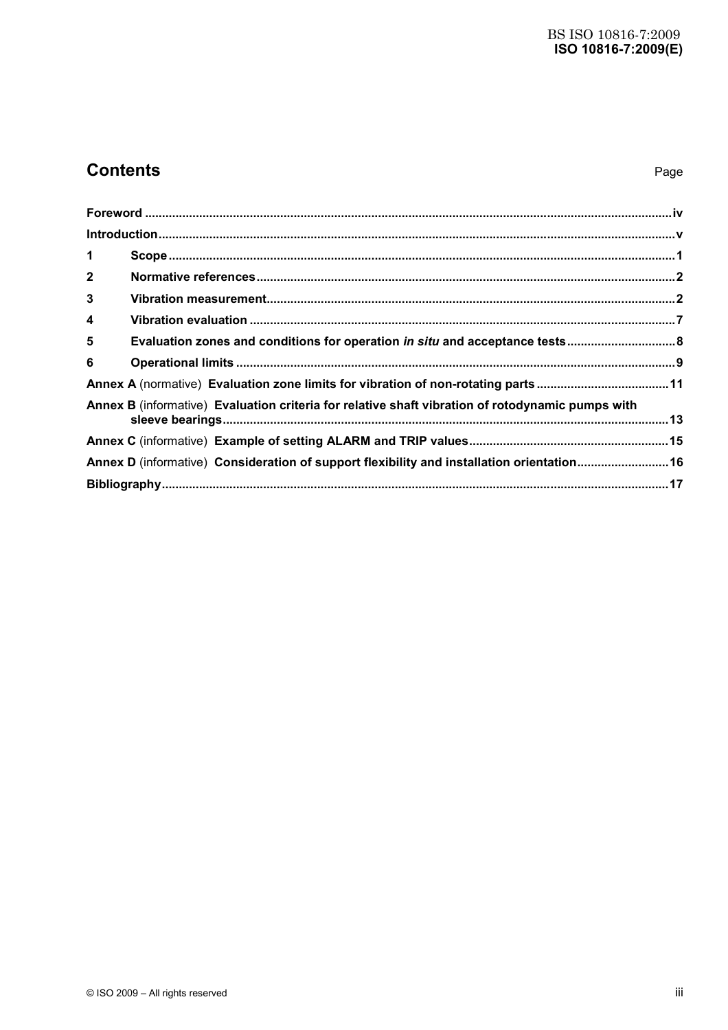## Contents

Page

| | |
|---|---|
| **Foreword** | **iv** |
| **Introduction** | **v** |
| **1 Scope** | **1** |
| **2 Normative references** | **2** |
| **3 Vibration measurement** | **2** |
| **4 Vibration evaluation** | **7** |
| **5 Evaluation zones and conditions for operation *in situ* and acceptance tests** | **8** |
| **6 Operational limits** | **9** |
| **Annex A** (normative) **Evaluation zone limits for vibration of non-rotating parts** | **11** |
| **Annex B** (informative) **Evaluation criteria for relative shaft vibration of rotodynamic pumps with sleeve bearings** | **13** |
| **Annex C** (informative) **Example of setting ALARM and TRIP values** | **15** |
| **Annex D** (informative) **Consideration of support flexibility and installation orientation** | **16** |
| **Bibliography** | **17** |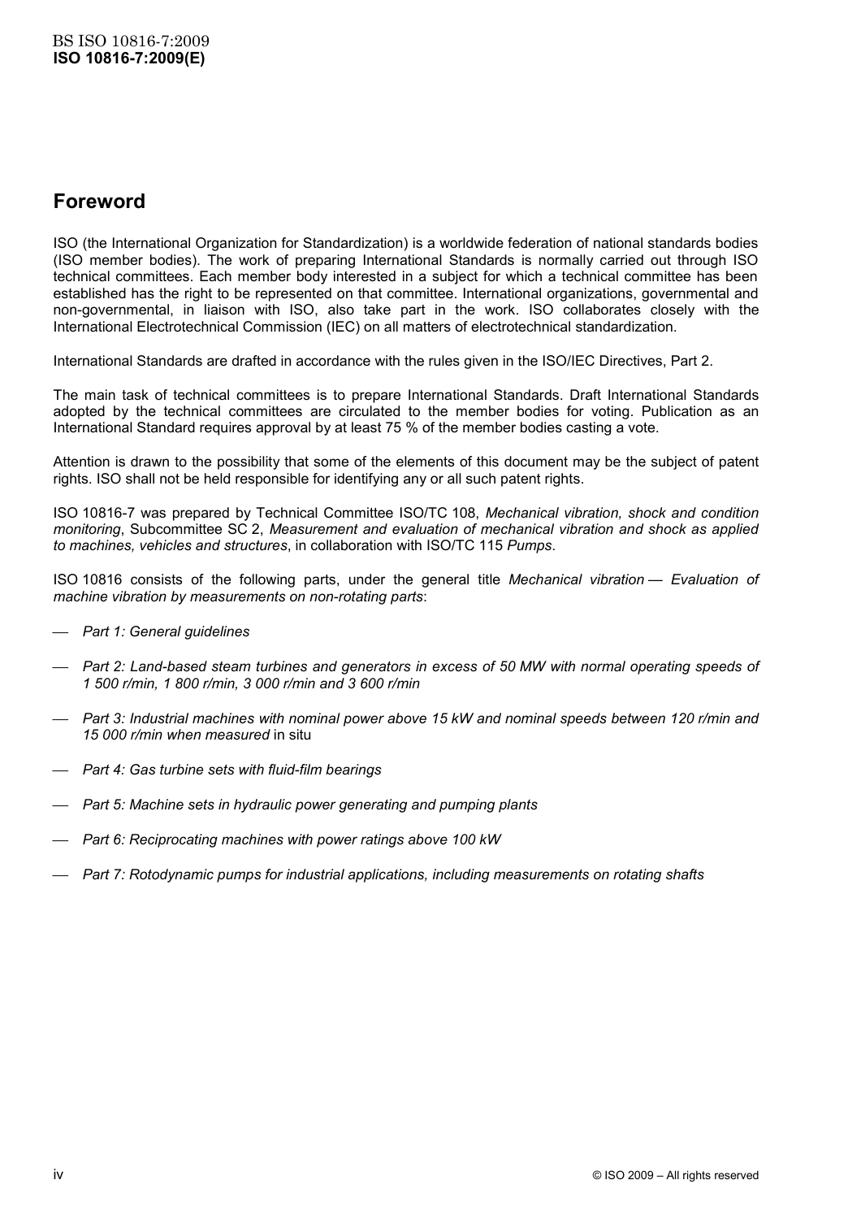## Foreword

ISO (the International Organization for Standardization) is a worldwide federation of national standards bodies (ISO member bodies). The work of preparing International Standards is normally carried out through ISO technical committees. Each member body interested in a subject for which a technical committee has been established has the right to be represented on that committee. International organizations, governmental and non-governmental, in liaison with ISO, also take part in the work. ISO collaborates closely with the International Electrotechnical Commission (IEC) on all matters of electrotechnical standardization.

International Standards are drafted in accordance with the rules given in the ISO/IEC Directives, Part 2.

The main task of technical committees is to prepare International Standards. Draft International Standards adopted by the technical committees are circulated to the member bodies for voting. Publication as an International Standard requires approval by at least 75 % of the member bodies casting a vote.

Attention is drawn to the possibility that some of the elements of this document may be the subject of patent rights. ISO shall not be held responsible for identifying any or all such patent rights.

ISO 10816-7 was prepared by Technical Committee ISO/TC 108, *Mechanical vibration, shock and condition monitoring*, Subcommittee SC 2, *Measurement and evaluation of mechanical vibration and shock as applied to machines, vehicles and structures*, in collaboration with ISO/TC 115 *Pumps*.

ISO 10816 consists of the following parts, under the general title *Mechanical vibration — Evaluation of machine vibration by measurements on non-rotating parts*:

- *Part 1: General guidelines*
- *Part 2: Land-based steam turbines and generators in excess of 50 MW with normal operating speeds of 1 500 r/min, 1 800 r/min, 3 000 r/min and 3 600 r/min*
- *Part 3: Industrial machines with nominal power above 15 kW and nominal speeds between 120 r/min and 15 000 r/min when measured* in situ
- *Part 4: Gas turbine sets with fluid-film bearings*
- *Part 5: Machine sets in hydraulic power generating and pumping plants*
- *Part 6: Reciprocating machines with power ratings above 100 kW*
- *Part 7: Rotodynamic pumps for industrial applications, including measurements on rotating shafts*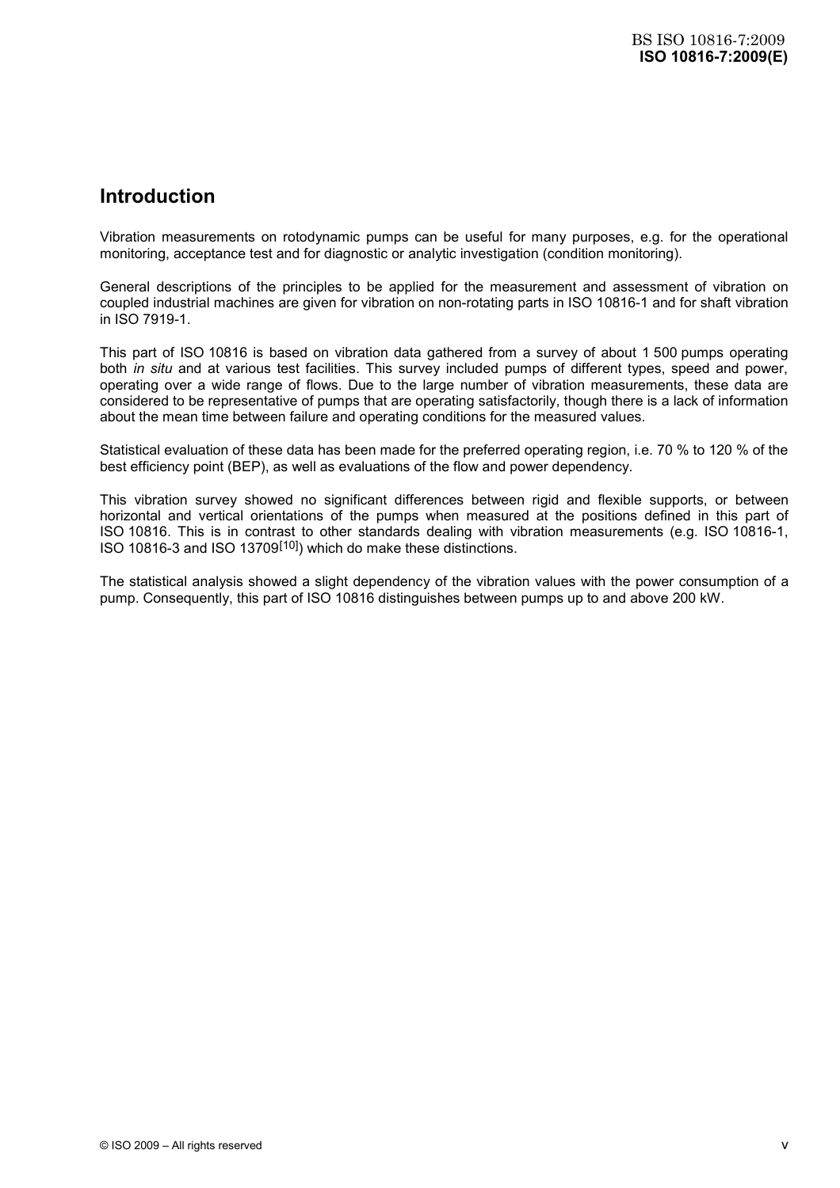## Introduction

Vibration measurements on rotodynamic pumps can be useful for many purposes, e.g. for the operational monitoring, acceptance test and for diagnostic or analytic investigation (condition monitoring).

General descriptions of the principles to be applied for the measurement and assessment of vibration on coupled industrial machines are given for vibration on non-rotating parts in ISO 10816-1 and for shaft vibration in ISO 7919-1.

This part of ISO 10816 is based on vibration data gathered from a survey of about 1 500 pumps operating both *in situ* and at various test facilities. This survey included pumps of different types, speed and power, operating over a wide range of flows. Due to the large number of vibration measurements, these data are considered to be representative of pumps that are operating satisfactorily, though there is a lack of information about the mean time between failure and operating conditions for the measured values.

Statistical evaluation of these data has been made for the preferred operating region, i.e. 70 % to 120 % of the best efficiency point (BEP), as well as evaluations of the flow and power dependency.

This vibration survey showed no significant differences between rigid and flexible supports, or between horizontal and vertical orientations of the pumps when measured at the positions defined in this part of ISO 10816. This is in contrast to other standards dealing with vibration measurements (e.g. ISO 10816-1, ISO 10816-3 and ISO 13709[10]) which do make these distinctions.

The statistical analysis showed a slight dependency of the vibration values with the power consumption of a pump. Consequently, this part of ISO 10816 distinguishes between pumps up to and above 200 kW.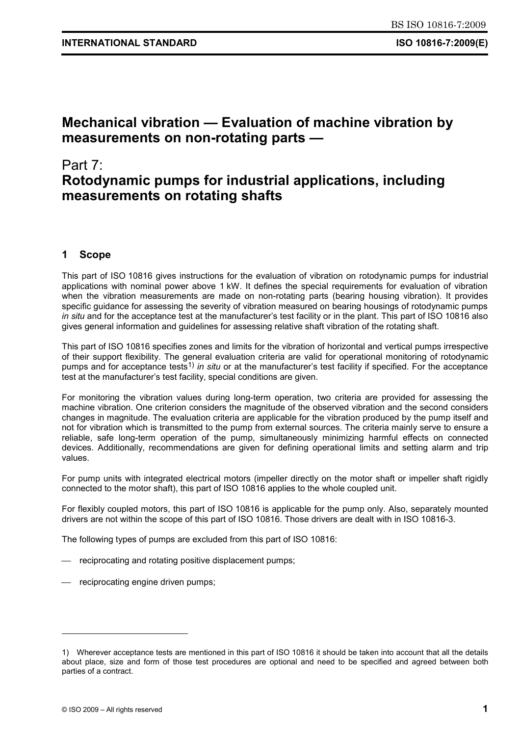# Mechanical vibration — Evaluation of machine vibration by measurements on non-rotating parts —

## Part 7:
## Rotodynamic pumps for industrial applications, including measurements on rotating shafts

## 1 Scope

This part of ISO 10816 gives instructions for the evaluation of vibration on rotodynamic pumps for industrial applications with nominal power above 1 kW. It defines the special requirements for evaluation of vibration when the vibration measurements are made on non-rotating parts (bearing housing vibration). It provides specific guidance for assessing the severity of vibration measured on bearing housings of rotodynamic pumps *in situ* and for the acceptance test at the manufacturer's test facility or in the plant. This part of ISO 10816 also gives general information and guidelines for assessing relative shaft vibration of the rotating shaft.

This part of ISO 10816 specifies zones and limits for the vibration of horizontal and vertical pumps irrespective of their support flexibility. The general evaluation criteria are valid for operational monitoring of rotodynamic pumps and for acceptance tests[1] *in situ* or at the manufacturer's test facility if specified. For the acceptance test at the manufacturer's test facility, special conditions are given.

For monitoring the vibration values during long-term operation, two criteria are provided for assessing the machine vibration. One criterion considers the magnitude of the observed vibration and the second considers changes in magnitude. The evaluation criteria are applicable for the vibration produced by the pump itself and not for vibration which is transmitted to the pump from external sources. The criteria mainly serve to ensure a reliable, safe long-term operation of the pump, simultaneously minimizing harmful effects on connected devices. Additionally, recommendations are given for defining operational limits and setting alarm and trip values.

For pump units with integrated electrical motors (impeller directly on the motor shaft or impeller shaft rigidly connected to the motor shaft), this part of ISO 10816 applies to the whole coupled unit.

For flexibly coupled motors, this part of ISO 10816 is applicable for the pump only. Also, separately mounted drivers are not within the scope of this part of ISO 10816. Those drivers are dealt with in ISO 10816-3.

The following types of pumps are excluded from this part of ISO 10816:

- reciprocating and rotating positive displacement pumps;
- reciprocating engine driven pumps;

---

1) Wherever acceptance tests are mentioned in this part of ISO 10816 it should be taken into account that all the details about place, size and form of those test procedures are optional and need to be specified and agreed between both parties of a contract.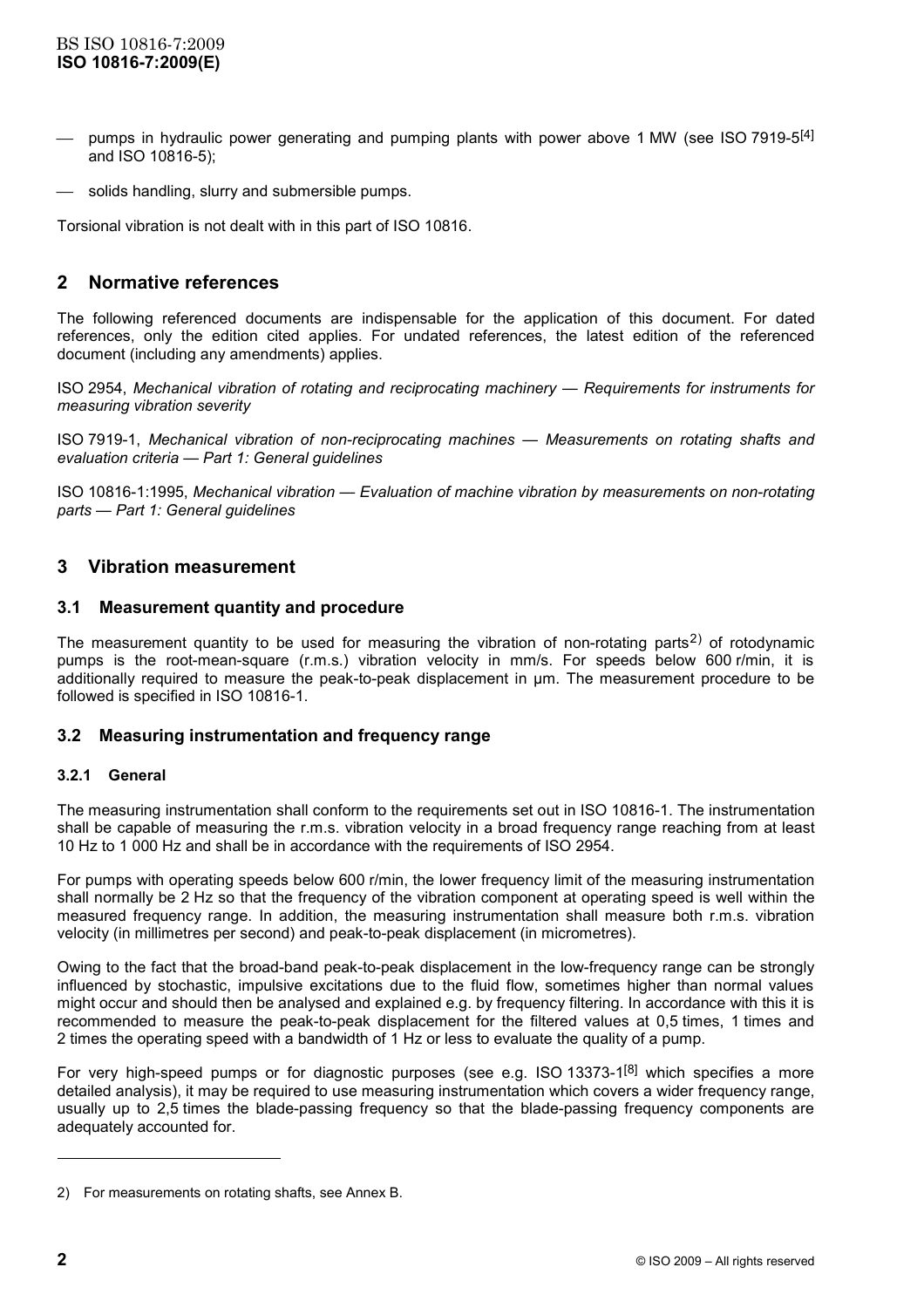- pumps in hydraulic power generating and pumping plants with power above 1 MW (see ISO 7919-5[4] and ISO 10816-5);
- solids handling, slurry and submersible pumps.

Torsional vibration is not dealt with in this part of ISO 10816.

## 2 Normative references

The following referenced documents are indispensable for the application of this document. For dated references, only the edition cited applies. For undated references, the latest edition of the referenced document (including any amendments) applies.

ISO 2954, *Mechanical vibration of rotating and reciprocating machinery — Requirements for instruments for measuring vibration severity*

ISO 7919-1, *Mechanical vibration of non-reciprocating machines — Measurements on rotating shafts and evaluation criteria — Part 1: General guidelines*

ISO 10816-1:1995, *Mechanical vibration — Evaluation of machine vibration by measurements on non-rotating parts — Part 1: General guidelines*

## 3 Vibration measurement

### 3.1 Measurement quantity and procedure

The measurement quantity to be used for measuring the vibration of non-rotating parts[2)] of rotodynamic pumps is the root-mean-square (r.m.s.) vibration velocity in mm/s. For speeds below 600 r/min, it is additionally required to measure the peak-to-peak displacement in µm. The measurement procedure to be followed is specified in ISO 10816-1.

### 3.2 Measuring instrumentation and frequency range

#### 3.2.1 General

The measuring instrumentation shall conform to the requirements set out in ISO 10816-1. The instrumentation shall be capable of measuring the r.m.s. vibration velocity in a broad frequency range reaching from at least 10 Hz to 1 000 Hz and shall be in accordance with the requirements of ISO 2954.

For pumps with operating speeds below 600 r/min, the lower frequency limit of the measuring instrumentation shall normally be 2 Hz so that the frequency of the vibration component at operating speed is well within the measured frequency range. In addition, the measuring instrumentation shall measure both r.m.s. vibration velocity (in millimetres per second) and peak-to-peak displacement (in micrometres).

Owing to the fact that the broad-band peak-to-peak displacement in the low-frequency range can be strongly influenced by stochastic, impulsive excitations due to the fluid flow, sometimes higher than normal values might occur and should then be analysed and explained e.g. by frequency filtering. In accordance with this it is recommended to measure the peak-to-peak displacement for the filtered values at 0,5 times, 1 times and 2 times the operating speed with a bandwidth of 1 Hz or less to evaluate the quality of a pump.

For very high-speed pumps or for diagnostic purposes (see e.g. ISO 13373-1[8] which specifies a more detailed analysis), it may be required to use measuring instrumentation which covers a wider frequency range, usually up to 2,5 times the blade-passing frequency so that the blade-passing frequency components are adequately accounted for.

---

2) For measurements on rotating shafts, see Annex B.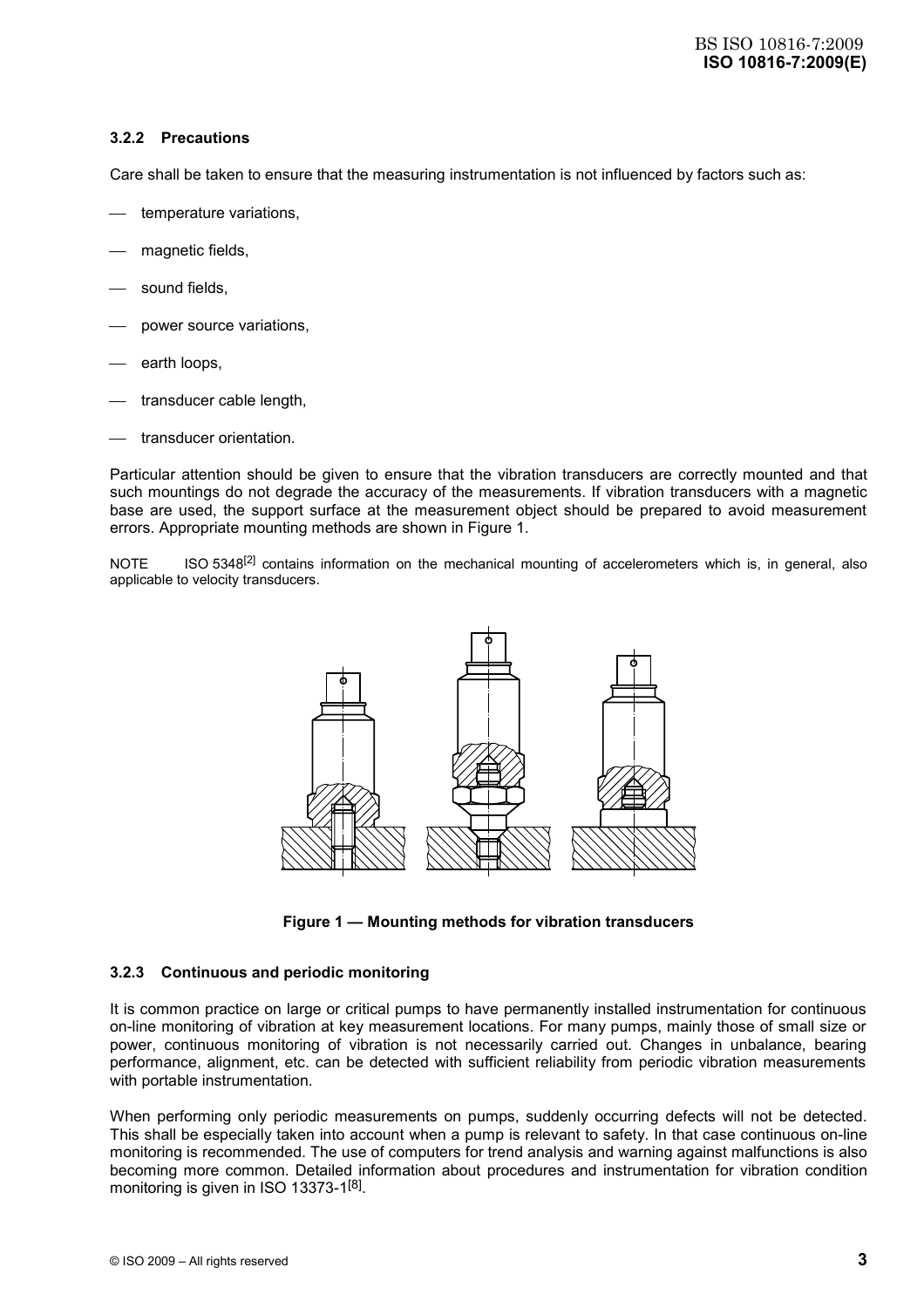### 3.2.2 Precautions

Care shall be taken to ensure that the measuring instrumentation is not influenced by factors such as:

- temperature variations,
- magnetic fields,
- sound fields,
- power source variations,
- earth loops,
- transducer cable length,
- transducer orientation.

Particular attention should be given to ensure that the vibration transducers are correctly mounted and that such mountings do not degrade the accuracy of the measurements. If vibration transducers with a magnetic base are used, the support surface at the measurement object should be prepared to avoid measurement errors. Appropriate mounting methods are shown in Figure 1.

NOTE ISO 5348[2] contains information on the mechanical mounting of accelerometers which is, in general, also applicable to velocity transducers.

**Figure 1 — Mounting methods for vibration transducers**

### 3.2.3 Continuous and periodic monitoring

It is common practice on large or critical pumps to have permanently installed instrumentation for continuous on-line monitoring of vibration at key measurement locations. For many pumps, mainly those of small size or power, continuous monitoring of vibration is not necessarily carried out. Changes in unbalance, bearing performance, alignment, etc. can be detected with sufficient reliability from periodic vibration measurements with portable instrumentation.

When performing only periodic measurements on pumps, suddenly occurring defects will not be detected. This shall be especially taken into account when a pump is relevant to safety. In that case continuous on-line monitoring is recommended. The use of computers for trend analysis and warning against malfunctions is also becoming more common. Detailed information about procedures and instrumentation for vibration condition monitoring is given in ISO 13373-1[8].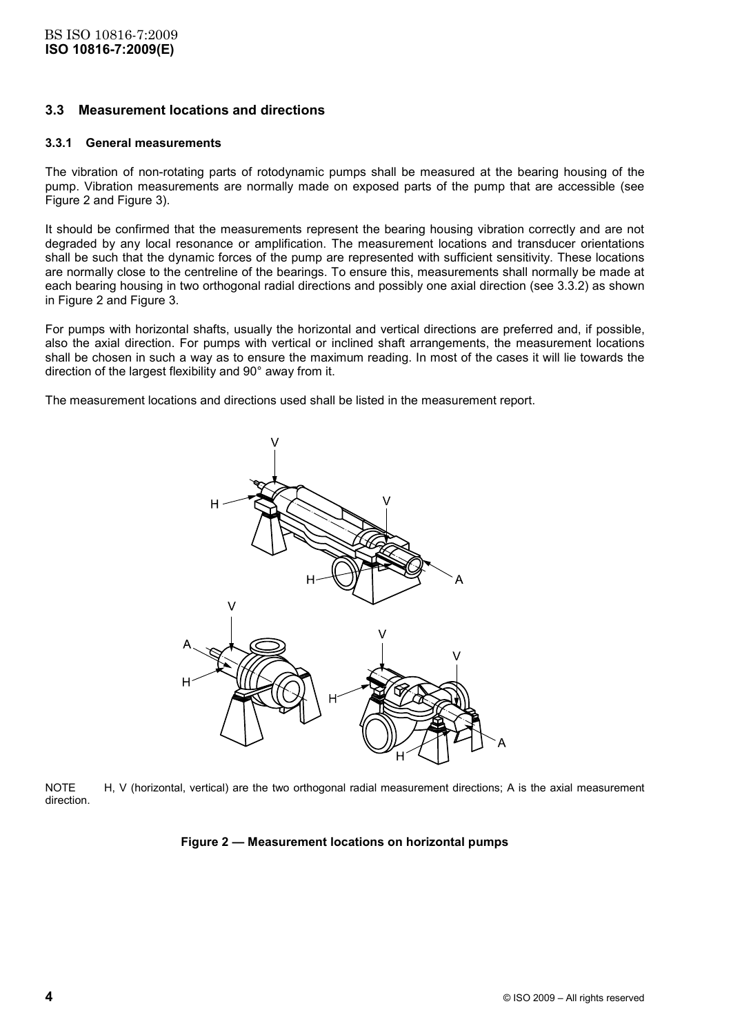### 3.3 Measurement locations and directions

#### 3.3.1 General measurements

The vibration of non-rotating parts of rotodynamic pumps shall be measured at the bearing housing of the pump. Vibration measurements are normally made on exposed parts of the pump that are accessible (see Figure 2 and Figure 3).

It should be confirmed that the measurements represent the bearing housing vibration correctly and are not degraded by any local resonance or amplification. The measurement locations and transducer orientations shall be such that the dynamic forces of the pump are represented with sufficient sensitivity. These locations are normally close to the centreline of the bearings. To ensure this, measurements shall normally be made at each bearing housing in two orthogonal radial directions and possibly one axial direction (see 3.3.2) as shown in Figure 2 and Figure 3.

For pumps with horizontal shafts, usually the horizontal and vertical directions are preferred and, if possible, also the axial direction. For pumps with vertical or inclined shaft arrangements, the measurement locations shall be chosen in such a way as to ensure the maximum reading. In most of the cases it will lie towards the direction of the largest flexibility and 90° away from it.

The measurement locations and directions used shall be listed in the measurement report.

NOTE H, V (horizontal, vertical) are the two orthogonal radial measurement directions; A is the axial measurement direction.

**Figure 2 — Measurement locations on horizontal pumps**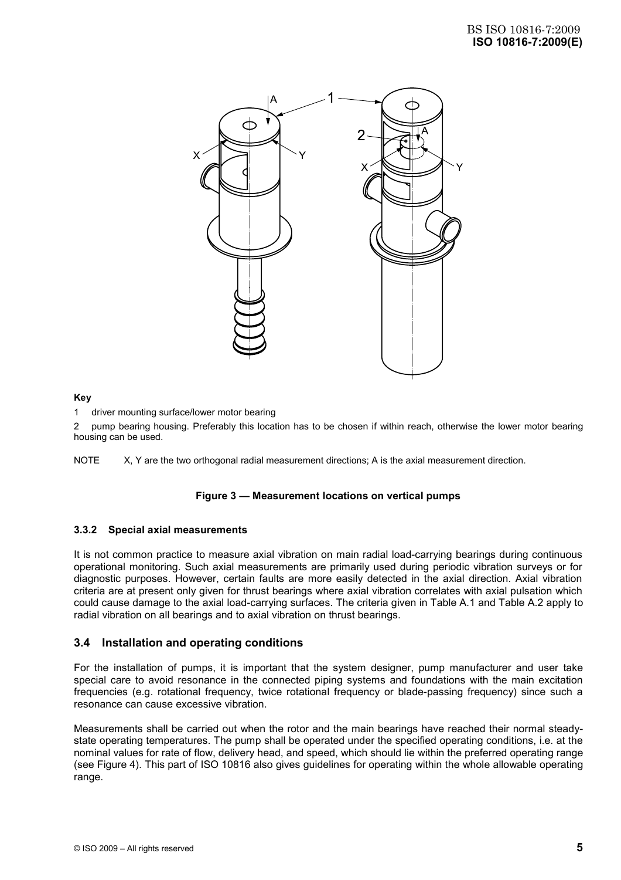**Key**

1 driver mounting surface/lower motor bearing

2 pump bearing housing. Preferably this location has to be chosen if within reach, otherwise the lower motor bearing housing can be used.

NOTE X, Y are the two orthogonal radial measurement directions; A is the axial measurement direction.

**Figure 3 — Measurement locations on vertical pumps**

### 3.3.2 Special axial measurements

It is not common practice to measure axial vibration on main radial load-carrying bearings during continuous operational monitoring. Such axial measurements are primarily used during periodic vibration surveys or for diagnostic purposes. However, certain faults are more easily detected in the axial direction. Axial vibration criteria are at present only given for thrust bearings where axial vibration correlates with axial pulsation which could cause damage to the axial load-carrying surfaces. The criteria given in Table A.1 and Table A.2 apply to radial vibration on all bearings and to axial vibration on thrust bearings.

## 3.4 Installation and operating conditions

For the installation of pumps, it is important that the system designer, pump manufacturer and user take special care to avoid resonance in the connected piping systems and foundations with the main excitation frequencies (e.g. rotational frequency, twice rotational frequency or blade-passing frequency) since such a resonance can cause excessive vibration.

Measurements shall be carried out when the rotor and the main bearings have reached their normal steady-state operating temperatures. The pump shall be operated under the specified operating conditions, i.e. at the nominal values for rate of flow, delivery head, and speed, which should lie within the preferred operating range (see Figure 4). This part of ISO 10816 also gives guidelines for operating within the whole allowable operating range.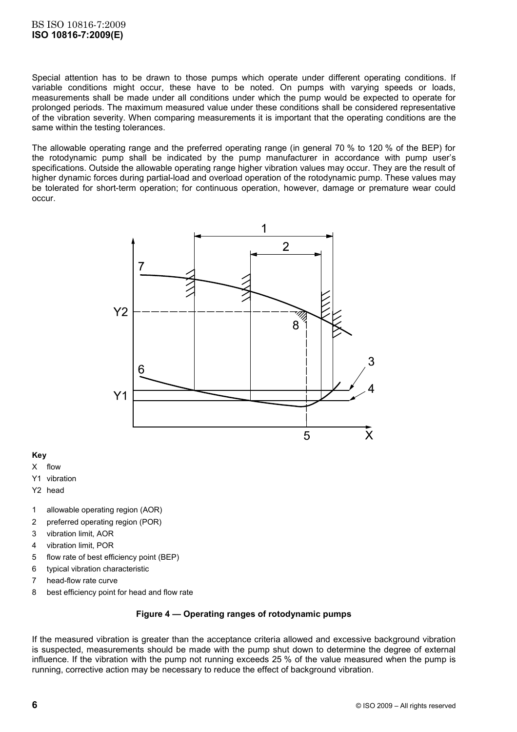Special attention has to be drawn to those pumps which operate under different operating conditions. If variable conditions might occur, these have to be noted. On pumps with varying speeds or loads, measurements shall be made under all conditions under which the pump would be expected to operate for prolonged periods. The maximum measured value under these conditions shall be considered representative of the vibration severity. When comparing measurements it is important that the operating conditions are the same within the testing tolerances.

The allowable operating range and the preferred operating range (in general 70 % to 120 % of the BEP) for the rotodynamic pump shall be indicated by the pump manufacturer in accordance with pump user's specifications. Outside the allowable operating range higher vibration values may occur. They are the result of higher dynamic forces during partial-load and overload operation of the rotodynamic pump. These values may be tolerated for short-term operation; for continuous operation, however, damage or premature wear could occur.

**Key**

X flow

Y1 vibration

Y2 head

1 allowable operating region (AOR)

2 preferred operating region (POR)

3 vibration limit, AOR

4 vibration limit, POR

5 flow rate of best efficiency point (BEP)

6 typical vibration characteristic

7 head-flow rate curve

8 best efficiency point for head and flow rate

**Figure 4 — Operating ranges of rotodynamic pumps**

If the measured vibration is greater than the acceptance criteria allowed and excessive background vibration is suspected, measurements should be made with the pump shut down to determine the degree of external influence. If the vibration with the pump not running exceeds 25 % of the value measured when the pump is running, corrective action may be necessary to reduce the effect of background vibration.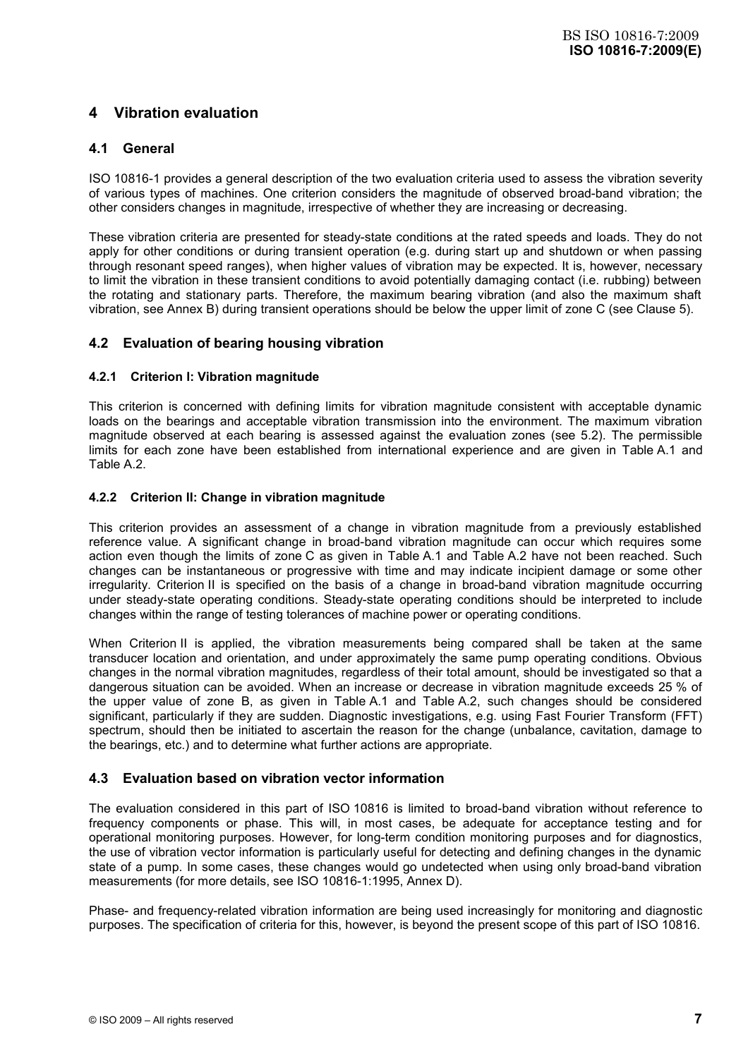# 4 Vibration evaluation

## 4.1 General

ISO 10816-1 provides a general description of the two evaluation criteria used to assess the vibration severity of various types of machines. One criterion considers the magnitude of observed broad-band vibration; the other considers changes in magnitude, irrespective of whether they are increasing or decreasing.

These vibration criteria are presented for steady-state conditions at the rated speeds and loads. They do not apply for other conditions or during transient operation (e.g. during start up and shutdown or when passing through resonant speed ranges), when higher values of vibration may be expected. It is, however, necessary to limit the vibration in these transient conditions to avoid potentially damaging contact (i.e. rubbing) between the rotating and stationary parts. Therefore, the maximum bearing vibration (and also the maximum shaft vibration, see Annex B) during transient operations should be below the upper limit of zone C (see Clause 5).

## 4.2 Evaluation of bearing housing vibration

### 4.2.1 Criterion I: Vibration magnitude

This criterion is concerned with defining limits for vibration magnitude consistent with acceptable dynamic loads on the bearings and acceptable vibration transmission into the environment. The maximum vibration magnitude observed at each bearing is assessed against the evaluation zones (see 5.2). The permissible limits for each zone have been established from international experience and are given in Table A.1 and Table A.2.

### 4.2.2 Criterion II: Change in vibration magnitude

This criterion provides an assessment of a change in vibration magnitude from a previously established reference value. A significant change in broad-band vibration magnitude can occur which requires some action even though the limits of zone C as given in Table A.1 and Table A.2 have not been reached. Such changes can be instantaneous or progressive with time and may indicate incipient damage or some other irregularity. Criterion II is specified on the basis of a change in broad-band vibration magnitude occurring under steady-state operating conditions. Steady-state operating conditions should be interpreted to include changes within the range of testing tolerances of machine power or operating conditions.

When Criterion II is applied, the vibration measurements being compared shall be taken at the same transducer location and orientation, and under approximately the same pump operating conditions. Obvious changes in the normal vibration magnitudes, regardless of their total amount, should be investigated so that a dangerous situation can be avoided. When an increase or decrease in vibration magnitude exceeds 25 % of the upper value of zone B, as given in Table A.1 and Table A.2, such changes should be considered significant, particularly if they are sudden. Diagnostic investigations, e.g. using Fast Fourier Transform (FFT) spectrum, should then be initiated to ascertain the reason for the change (unbalance, cavitation, damage to the bearings, etc.) and to determine what further actions are appropriate.

## 4.3 Evaluation based on vibration vector information

The evaluation considered in this part of ISO 10816 is limited to broad-band vibration without reference to frequency components or phase. This will, in most cases, be adequate for acceptance testing and for operational monitoring purposes. However, for long-term condition monitoring purposes and for diagnostics, the use of vibration vector information is particularly useful for detecting and defining changes in the dynamic state of a pump. In some cases, these changes would go undetected when using only broad-band vibration measurements (for more details, see ISO 10816-1:1995, Annex D).

Phase- and frequency-related vibration information are being used increasingly for monitoring and diagnostic purposes. The specification of criteria for this, however, is beyond the present scope of this part of ISO 10816.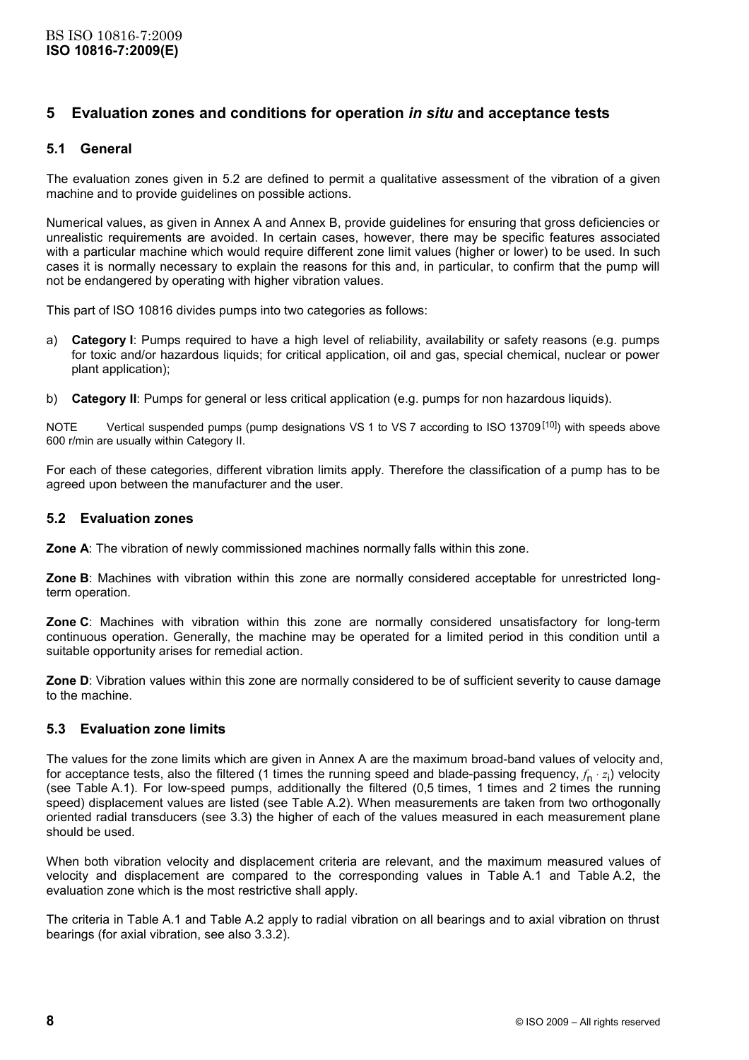## 5 Evaluation zones and conditions for operation *in situ* and acceptance tests

### 5.1 General

The evaluation zones given in 5.2 are defined to permit a qualitative assessment of the vibration of a given machine and to provide guidelines on possible actions.

Numerical values, as given in Annex A and Annex B, provide guidelines for ensuring that gross deficiencies or unrealistic requirements are avoided. In certain cases, however, there may be specific features associated with a particular machine which would require different zone limit values (higher or lower) to be used. In such cases it is normally necessary to explain the reasons for this and, in particular, to confirm that the pump will not be endangered by operating with higher vibration values.

This part of ISO 10816 divides pumps into two categories as follows:

a) **Category I**: Pumps required to have a high level of reliability, availability or safety reasons (e.g. pumps for toxic and/or hazardous liquids; for critical application, oil and gas, special chemical, nuclear or power plant application);

b) **Category II**: Pumps for general or less critical application (e.g. pumps for non hazardous liquids).

NOTE Vertical suspended pumps (pump designations VS 1 to VS 7 according to ISO 13709 [10]) with speeds above 600 r/min are usually within Category II.

For each of these categories, different vibration limits apply. Therefore the classification of a pump has to be agreed upon between the manufacturer and the user.

### 5.2 Evaluation zones

**Zone A**: The vibration of newly commissioned machines normally falls within this zone.

**Zone B**: Machines with vibration within this zone are normally considered acceptable for unrestricted long-term operation.

**Zone C**: Machines with vibration within this zone are normally considered unsatisfactory for long-term continuous operation. Generally, the machine may be operated for a limited period in this condition until a suitable opportunity arises for remedial action.

**Zone D**: Vibration values within this zone are normally considered to be of sufficient severity to cause damage to the machine.

### 5.3 Evaluation zone limits

The values for the zone limits which are given in Annex A are the maximum broad-band values of velocity and, for acceptance tests, also the filtered (1 times the running speed and blade-passing frequency, $f_n \cdot z_i$) velocity (see Table A.1). For low-speed pumps, additionally the filtered (0,5 times, 1 times and 2 times the running speed) displacement values are listed (see Table A.2). When measurements are taken from two orthogonally oriented radial transducers (see 3.3) the higher of each of the values measured in each measurement plane should be used.

When both vibration velocity and displacement criteria are relevant, and the maximum measured values of velocity and displacement are compared to the corresponding values in Table A.1 and Table A.2, the evaluation zone which is the most restrictive shall apply.

The criteria in Table A.1 and Table A.2 apply to radial vibration on all bearings and to axial vibration on thrust bearings (for axial vibration, see also 3.3.2).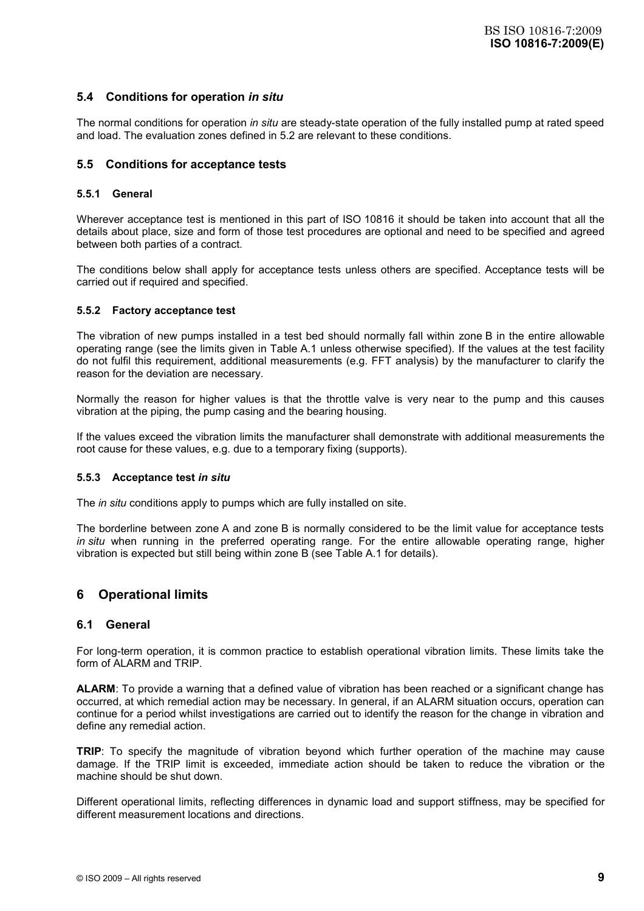### 5.4 Conditions for operation *in situ*

The normal conditions for operation *in situ* are steady-state operation of the fully installed pump at rated speed and load. The evaluation zones defined in 5.2 are relevant to these conditions.

### 5.5 Conditions for acceptance tests

#### 5.5.1 General

Wherever acceptance test is mentioned in this part of ISO 10816 it should be taken into account that all the details about place, size and form of those test procedures are optional and need to be specified and agreed between both parties of a contract.

The conditions below shall apply for acceptance tests unless others are specified. Acceptance tests will be carried out if required and specified.

#### 5.5.2 Factory acceptance test

The vibration of new pumps installed in a test bed should normally fall within zone B in the entire allowable operating range (see the limits given in Table A.1 unless otherwise specified). If the values at the test facility do not fulfil this requirement, additional measurements (e.g. FFT analysis) by the manufacturer to clarify the reason for the deviation are necessary.

Normally the reason for higher values is that the throttle valve is very near to the pump and this causes vibration at the piping, the pump casing and the bearing housing.

If the values exceed the vibration limits the manufacturer shall demonstrate with additional measurements the root cause for these values, e.g. due to a temporary fixing (supports).

#### 5.5.3 Acceptance test *in situ*

The *in situ* conditions apply to pumps which are fully installed on site.

The borderline between zone A and zone B is normally considered to be the limit value for acceptance tests *in situ* when running in the preferred operating range. For the entire allowable operating range, higher vibration is expected but still being within zone B (see Table A.1 for details).

## 6 Operational limits

### 6.1 General

For long-term operation, it is common practice to establish operational vibration limits. These limits take the form of ALARM and TRIP.

**ALARM**: To provide a warning that a defined value of vibration has been reached or a significant change has occurred, at which remedial action may be necessary. In general, if an ALARM situation occurs, operation can continue for a period whilst investigations are carried out to identify the reason for the change in vibration and define any remedial action.

**TRIP**: To specify the magnitude of vibration beyond which further operation of the machine may cause damage. If the TRIP limit is exceeded, immediate action should be taken to reduce the vibration or the machine should be shut down.

Different operational limits, reflecting differences in dynamic load and support stiffness, may be specified for different measurement locations and directions.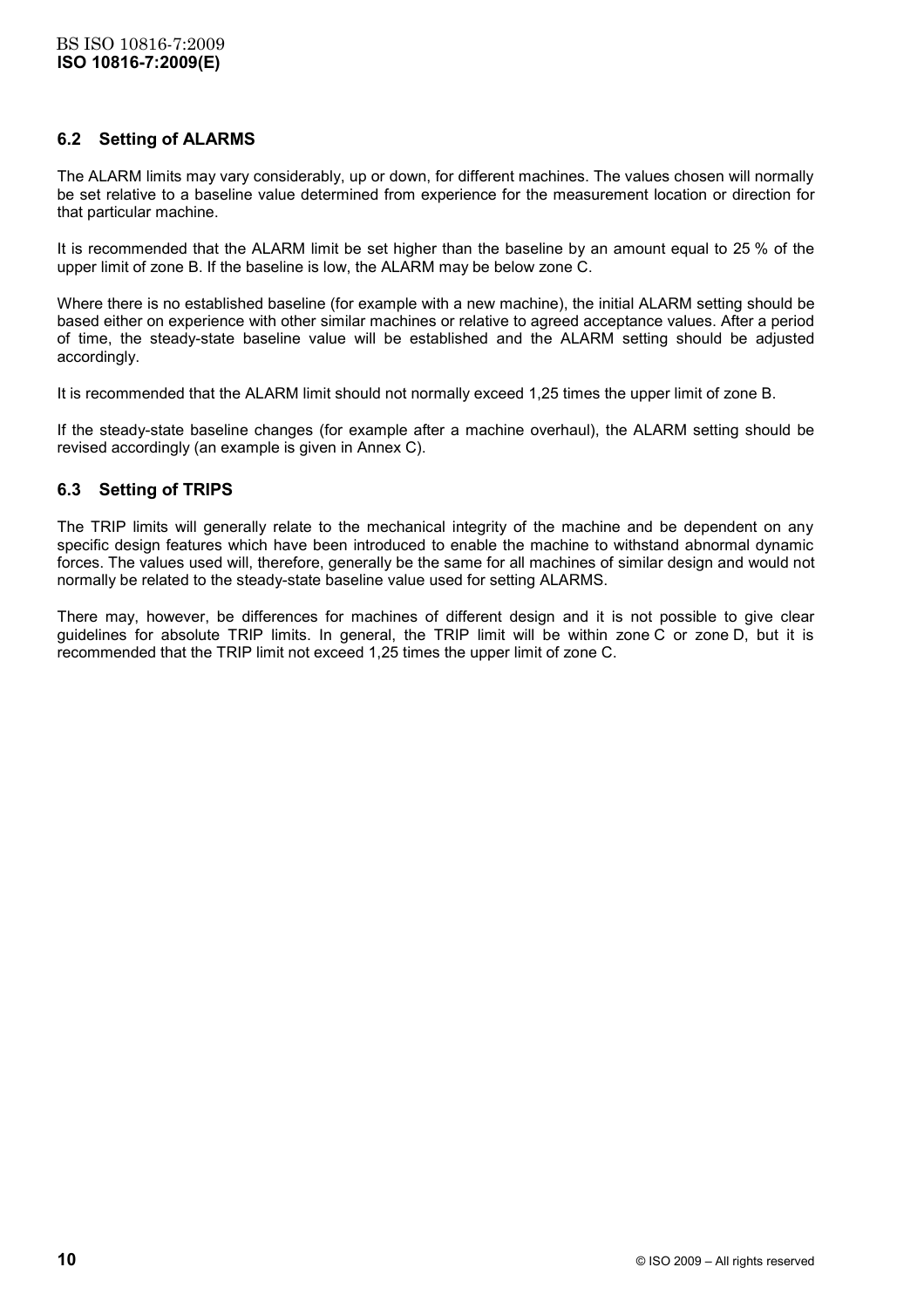### 6.2 Setting of ALARMS

The ALARM limits may vary considerably, up or down, for different machines. The values chosen will normally be set relative to a baseline value determined from experience for the measurement location or direction for that particular machine.

It is recommended that the ALARM limit be set higher than the baseline by an amount equal to 25 % of the upper limit of zone B. If the baseline is low, the ALARM may be below zone C.

Where there is no established baseline (for example with a new machine), the initial ALARM setting should be based either on experience with other similar machines or relative to agreed acceptance values. After a period of time, the steady-state baseline value will be established and the ALARM setting should be adjusted accordingly.

It is recommended that the ALARM limit should not normally exceed 1,25 times the upper limit of zone B.

If the steady-state baseline changes (for example after a machine overhaul), the ALARM setting should be revised accordingly (an example is given in Annex C).

### 6.3 Setting of TRIPS

The TRIP limits will generally relate to the mechanical integrity of the machine and be dependent on any specific design features which have been introduced to enable the machine to withstand abnormal dynamic forces. The values used will, therefore, generally be the same for all machines of similar design and would not normally be related to the steady-state baseline value used for setting ALARMS.

There may, however, be differences for machines of different design and it is not possible to give clear guidelines for absolute TRIP limits. In general, the TRIP limit will be within zone C or zone D, but it is recommended that the TRIP limit not exceed 1,25 times the upper limit of zone C.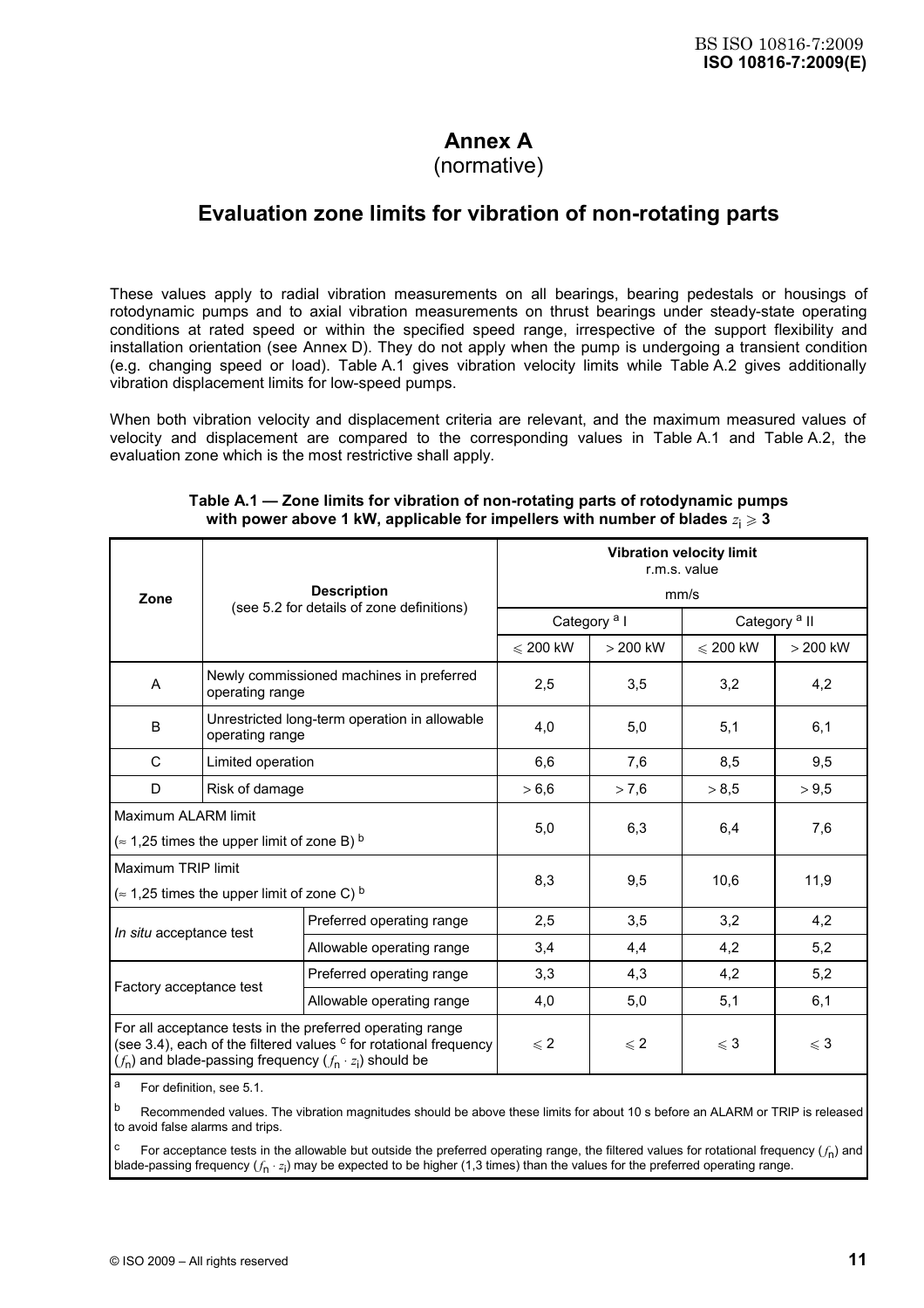# Annex A
(normative)

## Evaluation zone limits for vibration of non-rotating parts

These values apply to radial vibration measurements on all bearings, bearing pedestals or housings of rotodynamic pumps and to axial vibration measurements on thrust bearings under steady-state operating conditions at rated speed or within the specified speed range, irrespective of the support flexibility and installation orientation (see Annex D). They do not apply when the pump is undergoing a transient condition (e.g. changing speed or load). Table A.1 gives vibration velocity limits while Table A.2 gives additionally vibration displacement limits for low-speed pumps.

When both vibration velocity and displacement criteria are relevant, and the maximum measured values of velocity and displacement are compared to the corresponding values in Table A.1 and Table A.2, the evaluation zone which is the most restrictive shall apply.

**Table A.1 — Zone limits for vibration of non-rotating parts of rotodynamic pumps with power above 1 kW, applicable for impellers with number of blades $z_i \geqslant 3$**

| Zone | Description (see 5.2 for details of zone definitions) | | Vibration velocity limit r.m.s. value mm/s | | | |
|---|---|---|---|---|---|---|
| | | | Category [a] I | | Category [a] II | |
| | | | $\leqslant 200$ kW | $> 200$ kW | $\leqslant 200$ kW | $> 200$ kW |
| A | Newly commissioned machines in preferred operating range | | 2,5 | 3,5 | 3,2 | 4,2 |
| B | Unrestricted long-term operation in allowable operating range | | 4,0 | 5,0 | 5,1 | 6,1 |
| C | Limited operation | | 6,6 | 7,6 | 8,5 | 9,5 |
| D | Risk of damage | | $> 6,6$ | $> 7,6$ | $> 8,5$ | $> 9,5$ |
| Maximum ALARM limit ($\approx$ 1,25 times the upper limit of zone B) [b] | | | 5,0 | 6,3 | 6,4 | 7,6 |
| Maximum TRIP limit ($\approx$ 1,25 times the upper limit of zone C) [b] | | | 8,3 | 9,5 | 10,6 | 11,9 |
| *In situ* acceptance test | | Preferred operating range | 2,5 | 3,5 | 3,2 | 4,2 |
| | | Allowable operating range | 3,4 | 4,4 | 4,2 | 5,2 |
| Factory acceptance test | | Preferred operating range | 3,3 | 4,3 | 4,2 | 5,2 |
| | | Allowable operating range | 4,0 | 5,0 | 5,1 | 6,1 |
| For all acceptance tests in the preferred operating range (see 3.4), each of the filtered values [c] for rotational frequency ($f_n$) and blade-passing frequency ($f_n \cdot z_i$) should be | | | $\leqslant 2$ | $\leqslant 2$ | $\leqslant 3$ | $\leqslant 3$ |

[a] For definition, see 5.1.

[b] Recommended values. The vibration magnitudes should be above these limits for about 10 s before an ALARM or TRIP is released to avoid false alarms and trips.

[c] For acceptance tests in the allowable but outside the preferred operating range, the filtered values for rotational frequency ($f_n$) and blade-passing frequency ($f_n \cdot z_i$) may be expected to be higher (1,3 times) than the values for the preferred operating range.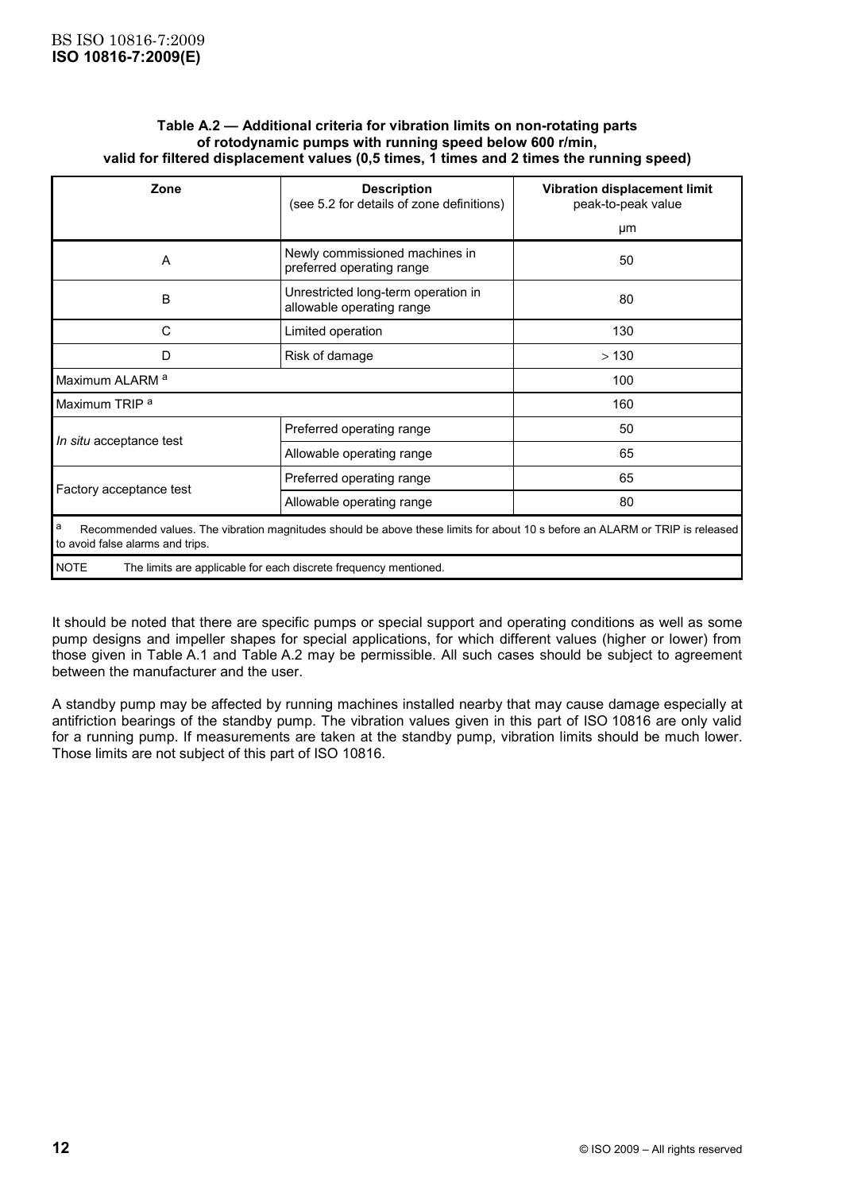**Table A.2 — Additional criteria for vibration limits on non-rotating parts of rotodynamic pumps with running speed below 600 r/min, valid for filtered displacement values (0,5 times, 1 times and 2 times the running speed)**

| Zone | Description (see 5.2 for details of zone definitions) | Vibration displacement limit peak-to-peak value µm |
|---|---|---|
| A | Newly commissioned machines in preferred operating range | 50 |
| B | Unrestricted long-term operation in allowable operating range | 80 |
| C | Limited operation | 130 |
| D | Risk of damage | > 130 |
| Maximum ALARM [a] | | 100 |
| Maximum TRIP [a] | | 160 |
| *In situ* acceptance test | Preferred operating range | 50 |
| | Allowable operating range | 65 |
| Factory acceptance test | Preferred operating range | 65 |
| | Allowable operating range | 80 |

[a] Recommended values. The vibration magnitudes should be above these limits for about 10 s before an ALARM or TRIP is released to avoid false alarms and trips.

NOTE The limits are applicable for each discrete frequency mentioned.

It should be noted that there are specific pumps or special support and operating conditions as well as some pump designs and impeller shapes for special applications, for which different values (higher or lower) from those given in Table A.1 and Table A.2 may be permissible. All such cases should be subject to agreement between the manufacturer and the user.

A standby pump may be affected by running machines installed nearby that may cause damage especially at antifriction bearings of the standby pump. The vibration values given in this part of ISO 10816 are only valid for a running pump. If measurements are taken at the standby pump, vibration limits should be much lower. Those limits are not subject of this part of ISO 10816.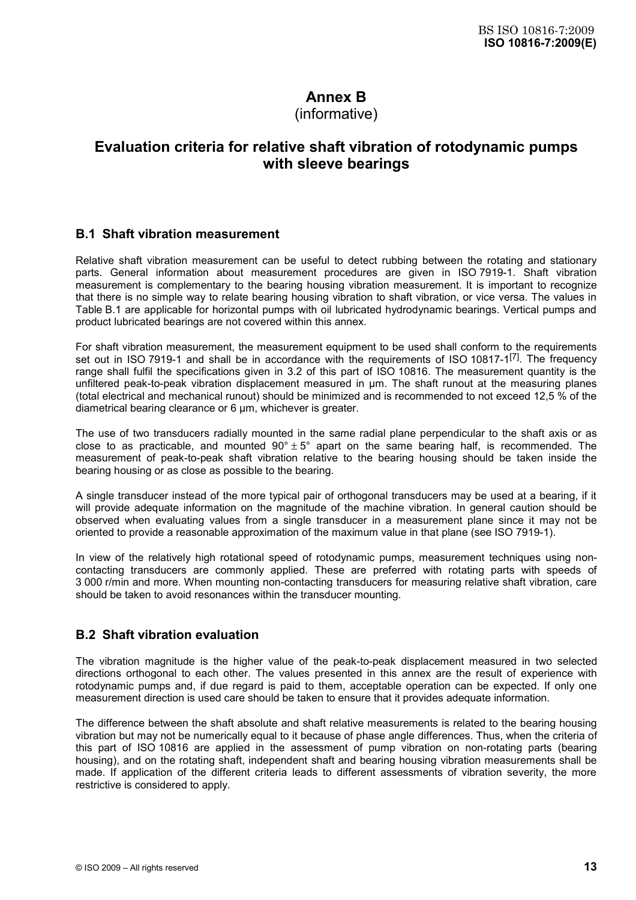# Annex B
(informative)

# Evaluation criteria for relative shaft vibration of rotodynamic pumps with sleeve bearings

## B.1 Shaft vibration measurement

Relative shaft vibration measurement can be useful to detect rubbing between the rotating and stationary parts. General information about measurement procedures are given in ISO 7919-1. Shaft vibration measurement is complementary to the bearing housing vibration measurement. It is important to recognize that there is no simple way to relate bearing housing vibration to shaft vibration, or vice versa. The values in Table B.1 are applicable for horizontal pumps with oil lubricated hydrodynamic bearings. Vertical pumps and product lubricated bearings are not covered within this annex.

For shaft vibration measurement, the measurement equipment to be used shall conform to the requirements set out in ISO 7919-1 and shall be in accordance with the requirements of ISO 10817-1[7]. The frequency range shall fulfil the specifications given in 3.2 of this part of ISO 10816. The measurement quantity is the unfiltered peak-to-peak vibration displacement measured in µm. The shaft runout at the measuring planes (total electrical and mechanical runout) should be minimized and is recommended to not exceed 12,5 % of the diametrical bearing clearance or 6 µm, whichever is greater.

The use of two transducers radially mounted in the same radial plane perpendicular to the shaft axis or as close to as practicable, and mounted $90° \pm 5°$ apart on the same bearing half, is recommended. The measurement of peak-to-peak shaft vibration relative to the bearing housing should be taken inside the bearing housing or as close as possible to the bearing.

A single transducer instead of the more typical pair of orthogonal transducers may be used at a bearing, if it will provide adequate information on the magnitude of the machine vibration. In general caution should be observed when evaluating values from a single transducer in a measurement plane since it may not be oriented to provide a reasonable approximation of the maximum value in that plane (see ISO 7919-1).

In view of the relatively high rotational speed of rotodynamic pumps, measurement techniques using non-contacting transducers are commonly applied. These are preferred with rotating parts with speeds of 3 000 r/min and more. When mounting non-contacting transducers for measuring relative shaft vibration, care should be taken to avoid resonances within the transducer mounting.

## B.2 Shaft vibration evaluation

The vibration magnitude is the higher value of the peak-to-peak displacement measured in two selected directions orthogonal to each other. The values presented in this annex are the result of experience with rotodynamic pumps and, if due regard is paid to them, acceptable operation can be expected. If only one measurement direction is used care should be taken to ensure that it provides adequate information.

The difference between the shaft absolute and shaft relative measurements is related to the bearing housing vibration but may not be numerically equal to it because of phase angle differences. Thus, when the criteria of this part of ISO 10816 are applied in the assessment of pump vibration on non-rotating parts (bearing housing), and on the rotating shaft, independent shaft and bearing housing vibration measurements shall be made. If application of the different criteria leads to different assessments of vibration severity, the more restrictive is considered to apply.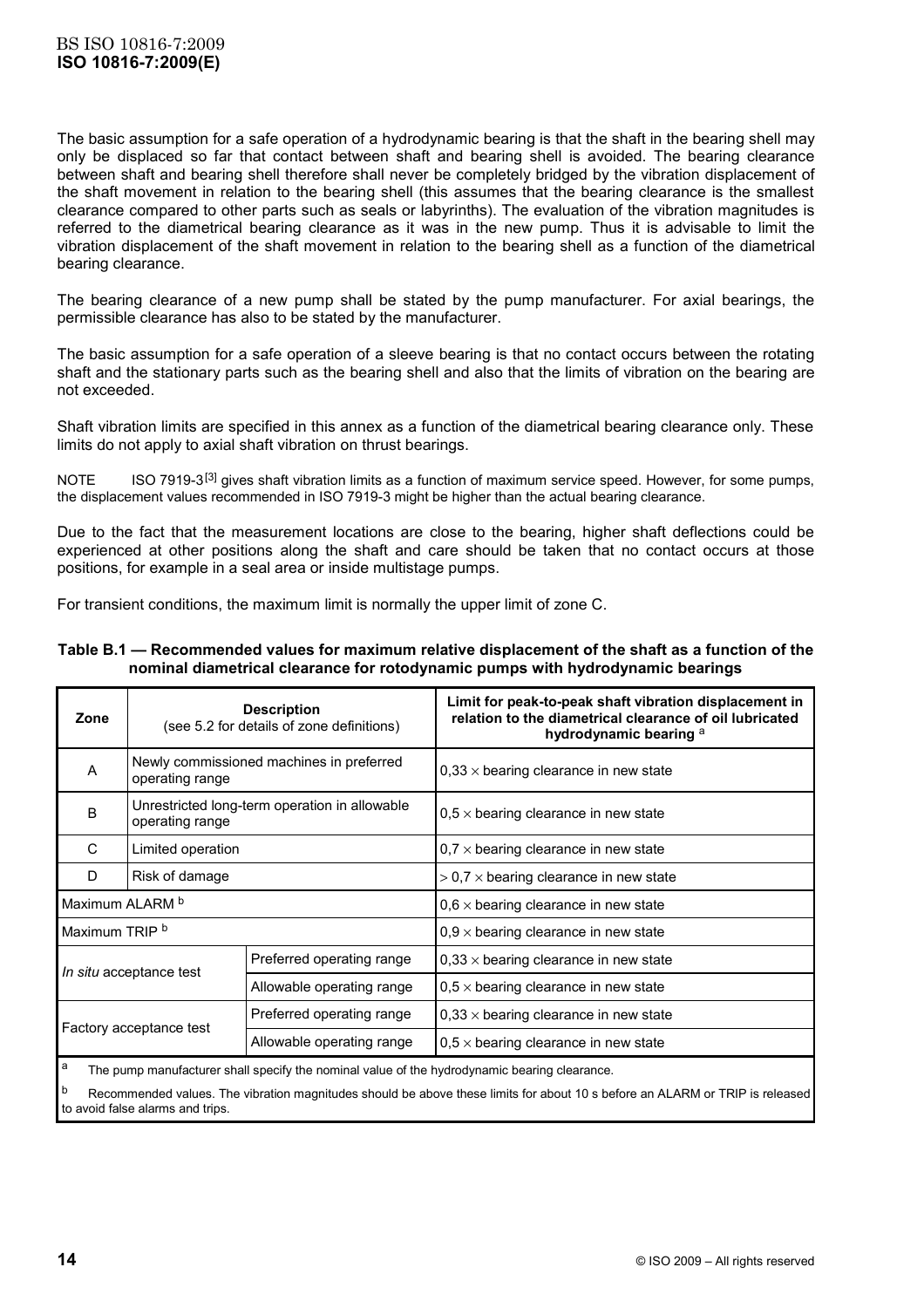The basic assumption for a safe operation of a hydrodynamic bearing is that the shaft in the bearing shell may only be displaced so far that contact between shaft and bearing shell is avoided. The bearing clearance between shaft and bearing shell therefore shall never be completely bridged by the vibration displacement of the shaft movement in relation to the bearing shell (this assumes that the bearing clearance is the smallest clearance compared to other parts such as seals or labyrinths). The evaluation of the vibration magnitudes is referred to the diametrical bearing clearance as it was in the new pump. Thus it is advisable to limit the vibration displacement of the shaft movement in relation to the bearing shell as a function of the diametrical bearing clearance.

The bearing clearance of a new pump shall be stated by the pump manufacturer. For axial bearings, the permissible clearance has also to be stated by the manufacturer.

The basic assumption for a safe operation of a sleeve bearing is that no contact occurs between the rotating shaft and the stationary parts such as the bearing shell and also that the limits of vibration on the bearing are not exceeded.

Shaft vibration limits are specified in this annex as a function of the diametrical bearing clearance only. These limits do not apply to axial shaft vibration on thrust bearings.

NOTE ISO 7919-3[3] gives shaft vibration limits as a function of maximum service speed. However, for some pumps, the displacement values recommended in ISO 7919-3 might be higher than the actual bearing clearance.

Due to the fact that the measurement locations are close to the bearing, higher shaft deflections could be experienced at other positions along the shaft and care should be taken that no contact occurs at those positions, for example in a seal area or inside multistage pumps.

For transient conditions, the maximum limit is normally the upper limit of zone C.

**Table B.1 — Recommended values for maximum relative displacement of the shaft as a function of the nominal diametrical clearance for rotodynamic pumps with hydrodynamic bearings**

| Zone | Description (see 5.2 for details of zone definitions) | | Limit for peak-to-peak shaft vibration displacement in relation to the diametrical clearance of oil lubricated hydrodynamic bearing [a] |
|---|---|---|---|
| A | Newly commissioned machines in preferred operating range | | 0,33 × bearing clearance in new state |
| B | Unrestricted long-term operation in allowable operating range | | 0,5 × bearing clearance in new state |
| C | Limited operation | | 0,7 × bearing clearance in new state |
| D | Risk of damage | | > 0,7 × bearing clearance in new state |
| Maximum ALARM [b] | | | 0,6 × bearing clearance in new state |
| Maximum TRIP [b] | | | 0,9 × bearing clearance in new state |
| *In situ* acceptance test | | Preferred operating range | 0,33 × bearing clearance in new state |
| | | Allowable operating range | 0,5 × bearing clearance in new state |
| Factory acceptance test | | Preferred operating range | 0,33 × bearing clearance in new state |
| | | Allowable operating range | 0,5 × bearing clearance in new state |

[a] The pump manufacturer shall specify the nominal value of the hydrodynamic bearing clearance.

[b] Recommended values. The vibration magnitudes should be above these limits for about 10 s before an ALARM or TRIP is released to avoid false alarms and trips.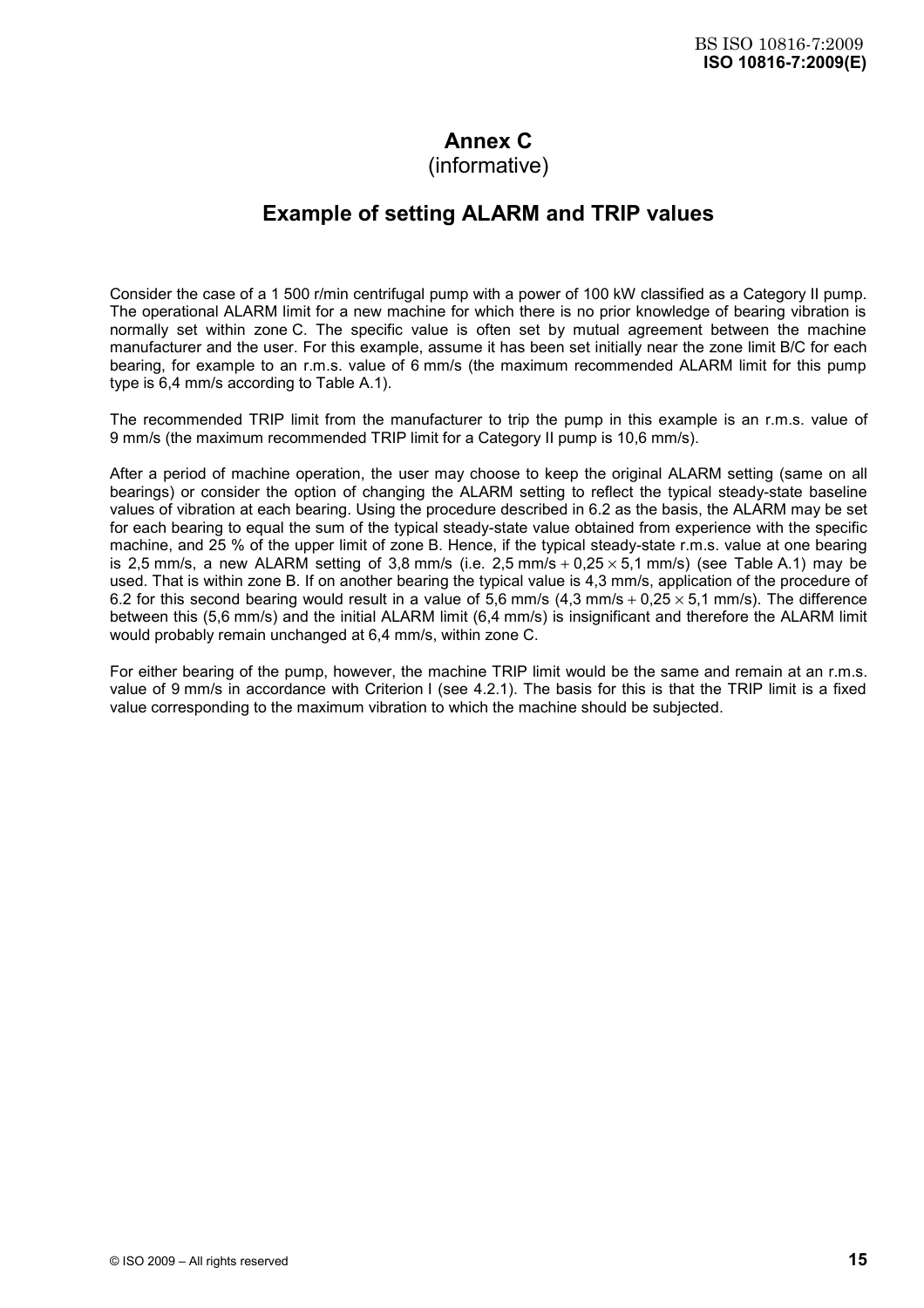# Annex C
(informative)

## Example of setting ALARM and TRIP values

Consider the case of a 1 500 r/min centrifugal pump with a power of 100 kW classified as a Category II pump. The operational ALARM limit for a new machine for which there is no prior knowledge of bearing vibration is normally set within zone C. The specific value is often set by mutual agreement between the machine manufacturer and the user. For this example, assume it has been set initially near the zone limit B/C for each bearing, for example to an r.m.s. value of 6 mm/s (the maximum recommended ALARM limit for this pump type is 6,4 mm/s according to Table A.1).

The recommended TRIP limit from the manufacturer to trip the pump in this example is an r.m.s. value of 9 mm/s (the maximum recommended TRIP limit for a Category II pump is 10,6 mm/s).

After a period of machine operation, the user may choose to keep the original ALARM setting (same on all bearings) or consider the option of changing the ALARM setting to reflect the typical steady-state baseline values of vibration at each bearing. Using the procedure described in 6.2 as the basis, the ALARM may be set for each bearing to equal the sum of the typical steady-state value obtained from experience with the specific machine, and 25 % of the upper limit of zone B. Hence, if the typical steady-state r.m.s. value at one bearing is 2,5 mm/s, a new ALARM setting of 3,8 mm/s (i.e. 2,5 mm/s $+$ 0,25 $\times$ 5,1 mm/s) (see Table A.1) may be used. That is within zone B. If on another bearing the typical value is 4,3 mm/s, application of the procedure of 6.2 for this second bearing would result in a value of 5,6 mm/s (4,3 mm/s $+$ 0,25 $\times$ 5,1 mm/s). The difference between this (5,6 mm/s) and the initial ALARM limit (6,4 mm/s) is insignificant and therefore the ALARM limit would probably remain unchanged at 6,4 mm/s, within zone C.

For either bearing of the pump, however, the machine TRIP limit would be the same and remain at an r.m.s. value of 9 mm/s in accordance with Criterion I (see 4.2.1). The basis for this is that the TRIP limit is a fixed value corresponding to the maximum vibration to which the machine should be subjected.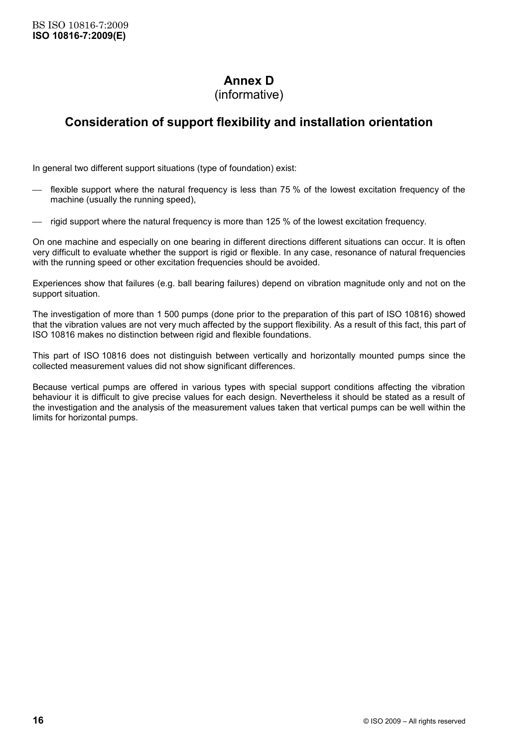# Annex D
(informative)

## Consideration of support flexibility and installation orientation

In general two different support situations (type of foundation) exist:

- flexible support where the natural frequency is less than 75 % of the lowest excitation frequency of the machine (usually the running speed),
- rigid support where the natural frequency is more than 125 % of the lowest excitation frequency.

On one machine and especially on one bearing in different directions different situations can occur. It is often very difficult to evaluate whether the support is rigid or flexible. In any case, resonance of natural frequencies with the running speed or other excitation frequencies should be avoided.

Experiences show that failures (e.g. ball bearing failures) depend on vibration magnitude only and not on the support situation.

The investigation of more than 1 500 pumps (done prior to the preparation of this part of ISO 10816) showed that the vibration values are not very much affected by the support flexibility. As a result of this fact, this part of ISO 10816 makes no distinction between rigid and flexible foundations.

This part of ISO 10816 does not distinguish between vertically and horizontally mounted pumps since the collected measurement values did not show significant differences.

Because vertical pumps are offered in various types with special support conditions affecting the vibration behaviour it is difficult to give precise values for each design. Nevertheless it should be stated as a result of the investigation and the analysis of the measurement values taken that vertical pumps can be well within the limits for horizontal pumps.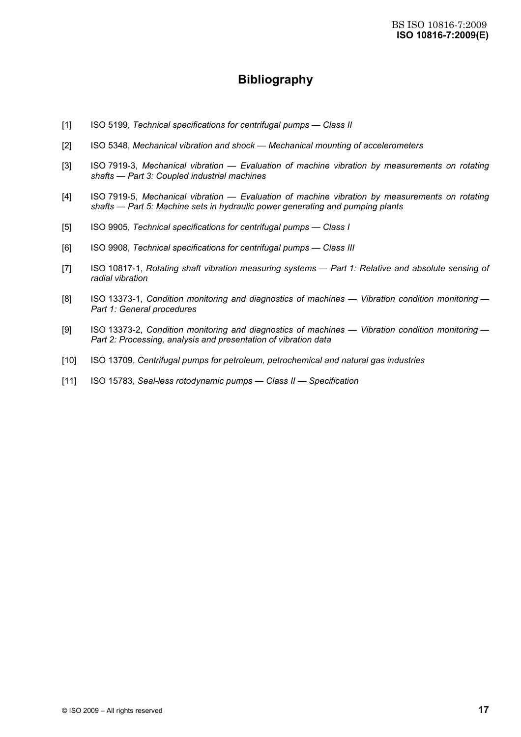# Bibliography

[1] ISO 5199, *Technical specifications for centrifugal pumps — Class II*

[2] ISO 5348, *Mechanical vibration and shock — Mechanical mounting of accelerometers*

[3] ISO 7919-3, *Mechanical vibration — Evaluation of machine vibration by measurements on rotating shafts — Part 3: Coupled industrial machines*

[4] ISO 7919-5, *Mechanical vibration — Evaluation of machine vibration by measurements on rotating shafts — Part 5: Machine sets in hydraulic power generating and pumping plants*

[5] ISO 9905, *Technical specifications for centrifugal pumps — Class I*

[6] ISO 9908, *Technical specifications for centrifugal pumps — Class III*

[7] ISO 10817-1, *Rotating shaft vibration measuring systems — Part 1: Relative and absolute sensing of radial vibration*

[8] ISO 13373-1, *Condition monitoring and diagnostics of machines — Vibration condition monitoring — Part 1: General procedures*

[9] ISO 13373-2, *Condition monitoring and diagnostics of machines — Vibration condition monitoring — Part 2: Processing, analysis and presentation of vibration data*

[10] ISO 13709, *Centrifugal pumps for petroleum, petrochemical and natural gas industries*

[11] ISO 15783, *Seal-less rotodynamic pumps — Class II — Specification*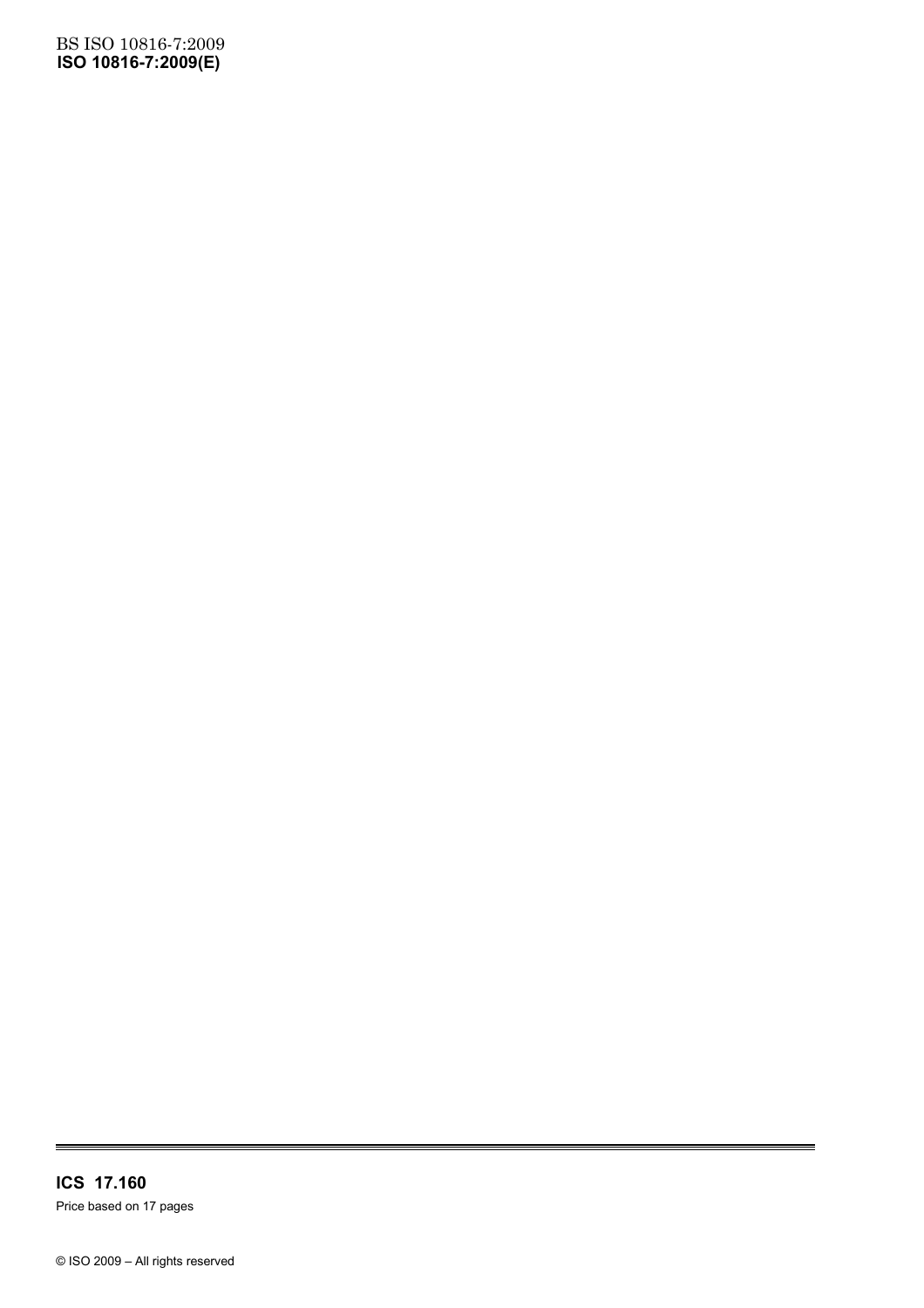ICS 17.160

Price based on 17 pages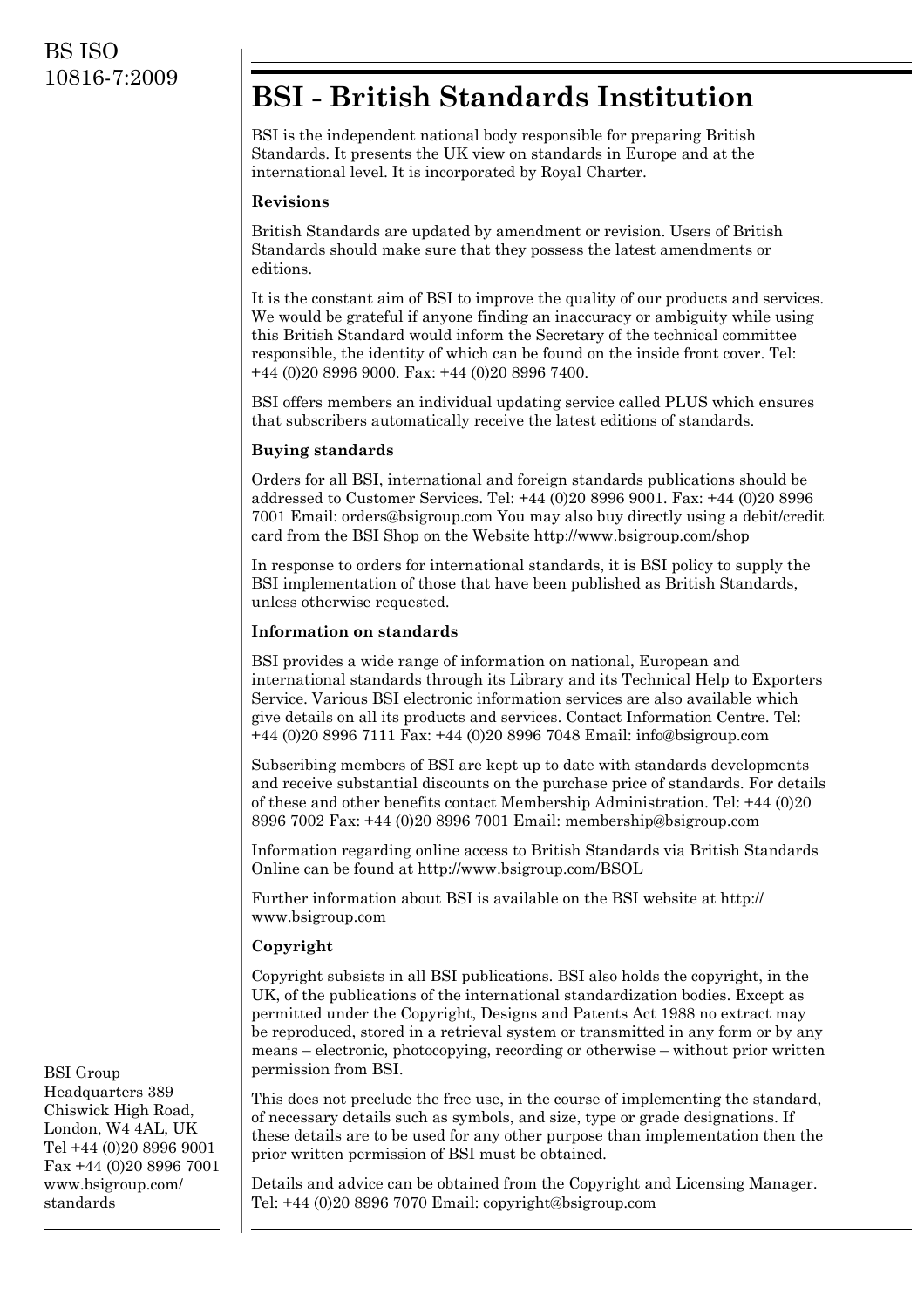# BSI - British Standards Institution

BSI is the independent national body responsible for preparing British Standards. It presents the UK view on standards in Europe and at the international level. It is incorporated by Royal Charter.

**Revisions**

British Standards are updated by amendment or revision. Users of British Standards should make sure that they possess the latest amendments or editions.

It is the constant aim of BSI to improve the quality of our products and services. We would be grateful if anyone finding an inaccuracy or ambiguity while using this British Standard would inform the Secretary of the technical committee responsible, the identity of which can be found on the inside front cover. Tel: +44 (0)20 8996 9000. Fax: +44 (0)20 8996 7400.

BSI offers members an individual updating service called PLUS which ensures that subscribers automatically receive the latest editions of standards.

**Buying standards**

Orders for all BSI, international and foreign standards publications should be addressed to Customer Services. Tel: +44 (0)20 8996 9001. Fax: +44 (0)20 8996 7001 Email: orders@bsigroup.com You may also buy directly using a debit/credit card from the BSI Shop on the Website http://www.bsigroup.com/shop

In response to orders for international standards, it is BSI policy to supply the BSI implementation of those that have been published as British Standards, unless otherwise requested.

**Information on standards**

BSI provides a wide range of information on national, European and international standards through its Library and its Technical Help to Exporters Service. Various BSI electronic information services are also available which give details on all its products and services. Contact Information Centre. Tel: +44 (0)20 8996 7111 Fax: +44 (0)20 8996 7048 Email: info@bsigroup.com

Subscribing members of BSI are kept up to date with standards developments and receive substantial discounts on the purchase price of standards. For details of these and other benefits contact Membership Administration. Tel: +44 (0)20 8996 7002 Fax: +44 (0)20 8996 7001 Email: membership@bsigroup.com

Information regarding online access to British Standards via British Standards Online can be found at http://www.bsigroup.com/BSOL

Further information about BSI is available on the BSI website at http://www.bsigroup.com

**Copyright**

Copyright subsists in all BSI publications. BSI also holds the copyright, in the UK, of the publications of the international standardization bodies. Except as permitted under the Copyright, Designs and Patents Act 1988 no extract may be reproduced, stored in a retrieval system or transmitted in any form or by any means – electronic, photocopying, recording or otherwise – without prior written permission from BSI.

This does not preclude the free use, in the course of implementing the standard, of necessary details such as symbols, and size, type or grade designations. If these details are to be used for any other purpose than implementation then the prior written permission of BSI must be obtained.

Details and advice can be obtained from the Copyright and Licensing Manager. Tel: +44 (0)20 8996 7070 Email: copyright@bsigroup.com

BSI Group Headquarters 389 Chiswick High Road, London, W4 4AL, UK
Tel +44 (0)20 8996 9001
Fax +44 (0)20 8996 7001
www.bsigroup.com/standards